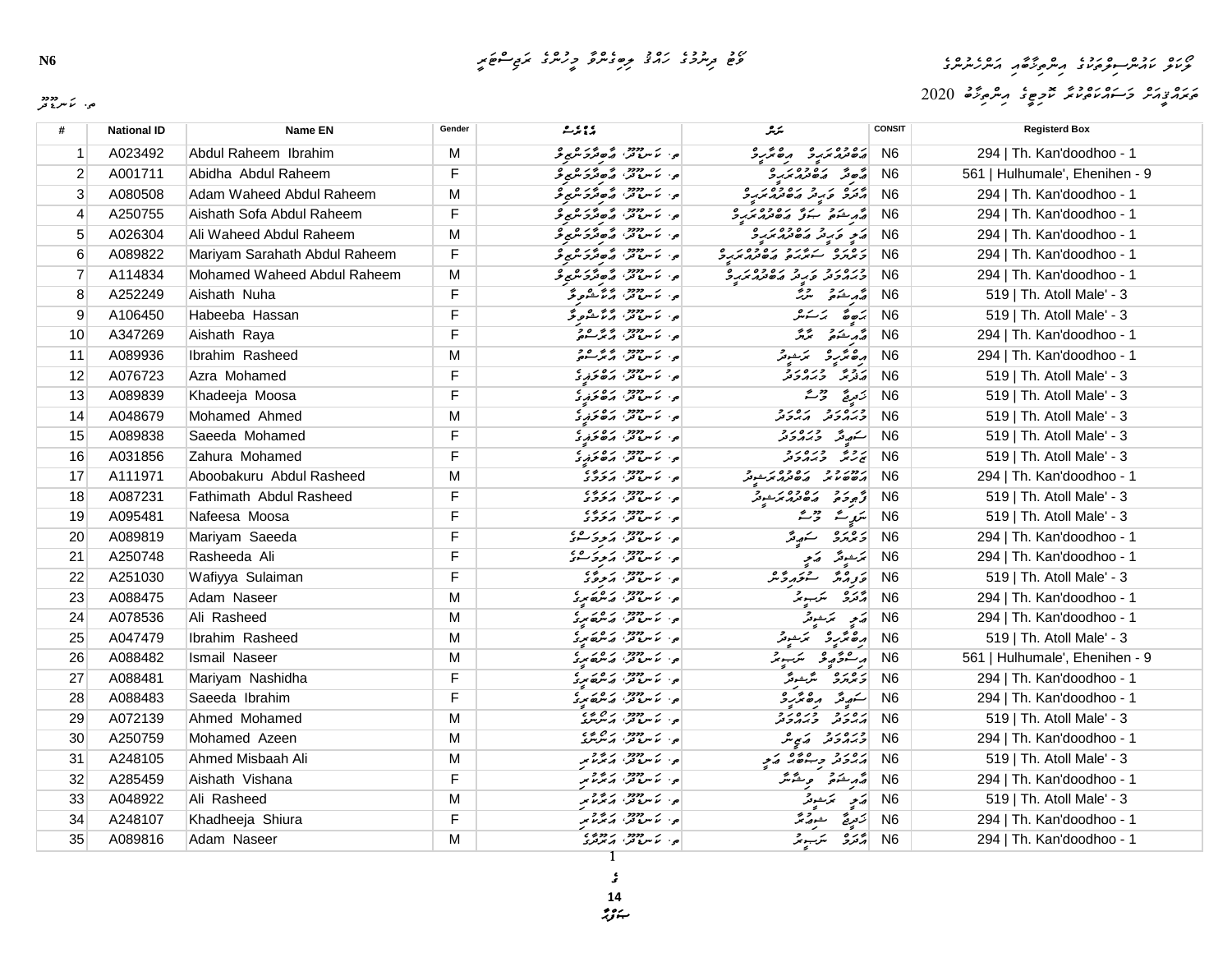N6

ތާނަގު ހުރި ކަންކަމުގެ ވީދިޔާއަކީ ... 2020

| # | National ID | Name EN | Gender | | | CONSIT | Registerd Box |
|---|---|---|---|---|---|---|---|
| 1 | A023492 | Abdul Raheem Ibrahim | M | | | N6 | 294 \| Th. Kan'doodhoo - 1 |
| 2 | A001711 | Abidha Abdul Raheem | F | | | N6 | 561 \| Hulhumale', Ehenihen - 9 |
| 3 | A080508 | Adam Waheed Abdul Raheem | M | | | N6 | 294 \| Th. Kan'doodhoo - 1 |
| 4 | A250755 | Aishath Sofa Abdul Raheem | F | | | N6 | 294 \| Th. Kan'doodhoo - 1 |
| 5 | A026304 | Ali Waheed Abdul Raheem | M | | | N6 | 294 \| Th. Kan'doodhoo - 1 |
| 6 | A089822 | Mariyam Sarahath Abdul Raheem | F | | | N6 | 294 \| Th. Kan'doodhoo - 1 |
| 7 | A114834 | Mohamed Waheed Abdul Raheem | M | | | N6 | 294 \| Th. Kan'doodhoo - 1 |
| 8 | A252249 | Aishath Nuha | F | | | N6 | 519 \| Th. Atoll Male' - 3 |
| 9 | A106450 | Habeeba Hassan | F | | | N6 | 519 \| Th. Atoll Male' - 3 |
| 10 | A347269 | Aishath Raya | F | | | N6 | 294 \| Th. Kan'doodhoo - 1 |
| 11 | A089936 | Ibrahim Rasheed | M | | | N6 | 294 \| Th. Kan'doodhoo - 1 |
| 12 | A076723 | Azra Mohamed | F | | | N6 | 519 \| Th. Atoll Male' - 3 |
| 13 | A089839 | Khadeeja Moosa | F | | | N6 | 519 \| Th. Atoll Male' - 3 |
| 14 | A048679 | Mohamed Ahmed | M | | | N6 | 519 \| Th. Atoll Male' - 3 |
| 15 | A089838 | Saeeda Mohamed | F | | | N6 | 519 \| Th. Atoll Male' - 3 |
| 16 | A031856 | Zahura Mohamed | F | | | N6 | 519 \| Th. Atoll Male' - 3 |
| 17 | A111971 | Aboobakuru Abdul Rasheed | M | | | N6 | 294 \| Th. Kan'doodhoo - 1 |
| 18 | A087231 | Fathimath Abdul Rasheed | F | | | N6 | 519 \| Th. Atoll Male' - 3 |
| 19 | A095481 | Nafeesa Moosa | F | | | N6 | 519 \| Th. Atoll Male' - 3 |
| 20 | A089819 | Mariyam Saeeda | F | | | N6 | 294 \| Th. Kan'doodhoo - 1 |
| 21 | A250748 | Rasheeda Ali | F | | | N6 | 294 \| Th. Kan'doodhoo - 1 |
| 22 | A251030 | Wafiyya Sulaiman | F | | | N6 | 519 \| Th. Atoll Male' - 3 |
| 23 | A088475 | Adam Naseer | M | | | N6 | 294 \| Th. Kan'doodhoo - 1 |
| 24 | A078536 | Ali Rasheed | M | | | N6 | 294 \| Th. Kan'doodhoo - 1 |
| 25 | A047479 | Ibrahim Rasheed | M | | | N6 | 519 \| Th. Atoll Male' - 3 |
| 26 | A088482 | Ismail Naseer | M | | | N6 | 561 \| Hulhumale', Ehenihen - 9 |
| 27 | A088481 | Mariyam Nashidha | F | | | N6 | 294 \| Th. Kan'doodhoo - 1 |
| 28 | A088483 | Saeeda Ibrahim | F | | | N6 | 294 \| Th. Kan'doodhoo - 1 |
| 29 | A072139 | Ahmed Mohamed | M | | | N6 | 519 \| Th. Atoll Male' - 3 |
| 30 | A250759 | Mohamed Azeen | M | | | N6 | 294 \| Th. Kan'doodhoo - 1 |
| 31 | A248105 | Ahmed Misbaah Ali | M | | | N6 | 519 \| Th. Atoll Male' - 3 |
| 32 | A285459 | Aishath Vishana | F | | | N6 | 294 \| Th. Kan'doodhoo - 1 |
| 33 | A048922 | Ali Rasheed | M | | | N6 | 519 \| Th. Atoll Male' - 3 |
| 34 | A248107 | Khadheeja Shiura | F | | | N6 | 294 \| Th. Kan'doodhoo - 1 |
| 35 | A089816 | Adam Naseer | M | | | N6 | 294 \| Th. Kan'doodhoo - 1 |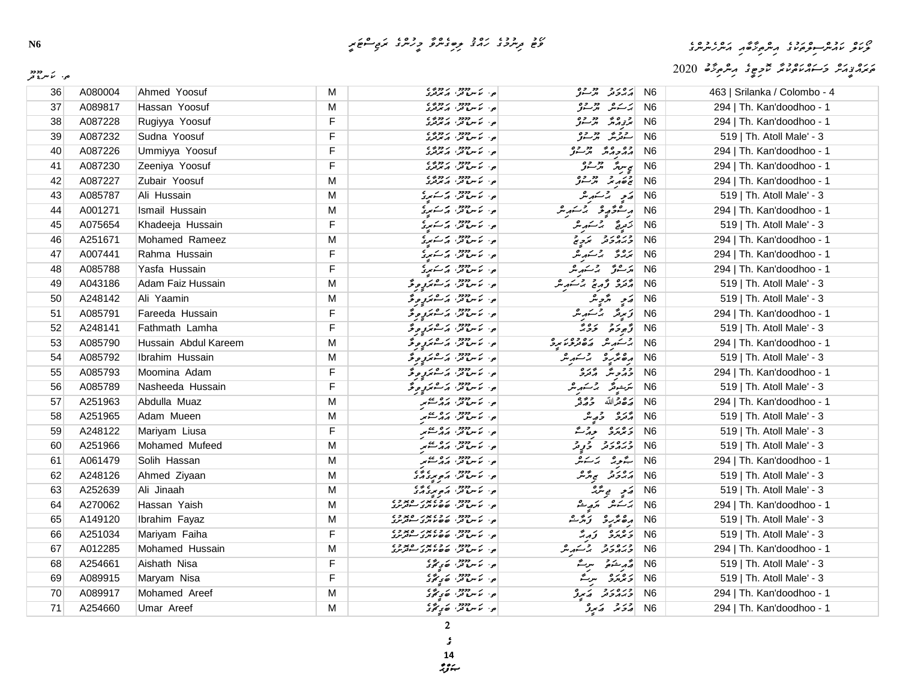| 36 | A080004 | Ahmed Yoosuf | M | ތ. ކަންދޫ، އަރުދާގެ | އަޙްމަދު ޔޫސުފް | N6 | 463 \| Srilanka / Colombo - 4 |
|---|---|---|---|---|---|---|---|
| 37 | A089817 | Hassan Yoosuf | M | ތ. ކަންދޫ، އަރުދާގެ | ހަސަން ޔޫސުފް | N6 | 294 \| Th. Kan'doodhoo - 1 |
| 38 | A087228 | Rugiyya Yoosuf | F | ތ. ކަންދޫ، އަރުދާގެ | ރުގިއްޔާ ޔޫސުފް | N6 | 294 \| Th. Kan'doodhoo - 1 |
| 39 | A087232 | Sudna Yoosuf | F | ތ. ކަންދޫ، އަރުދާގެ | ސުދްނާ ޔޫސުފް | N6 | 519 \| Th. Atoll Male' - 3 |
| 40 | A087226 | Ummiyya Yoosuf | F | ތ. ކަންދޫ، އަރުދާގެ | އުއްމިއްޔާ ޔޫސުފް | N6 | 294 \| Th. Kan'doodhoo - 1 |
| 41 | A087230 | Zeeniya Yoosuf | F | ތ. ކަންދޫ، އަރުދާގެ | ޒީނިޔާ ޔޫސުފް | N6 | 294 \| Th. Kan'doodhoo - 1 |
| 42 | A087227 | Zubair Yoosuf | M | ތ. ކަންދޫ، އަރުދާގެ | ޒުބައިރު ޔޫސުފް | N6 | 294 \| Th. Kan'doodhoo - 1 |
| 43 | A085787 | Ali Hussain | M | ތ. ކަންދޫ، އަސަރީގެ | އަލި ހުސައިން | N6 | 519 \| Th. Atoll Male' - 3 |
| 44 | A001271 | Ismail Hussain | M | ތ. ކަންދޫ، އަސަރީގެ | އިސްމާޢީލް ހުސައިން | N6 | 294 \| Th. Kan'doodhoo - 1 |
| 45 | A075654 | Khadeeja Hussain | F | ތ. ކަންދޫ، އަސަރީގެ | ޚަދީޖާ ހުސައިން | N6 | 519 \| Th. Atoll Male' - 3 |
| 46 | A251671 | Mohamed Rameez | M | ތ. ކަންދޫ، އަސަރީގެ | މުޙައްމަދު ރަމީޒު | N6 | 294 \| Th. Kan'doodhoo - 1 |
| 47 | A007441 | Rahma Hussain | F | ތ. ކަންދޫ، އަސަރީގެ | ރަޙްމާ ހުސައިން | N6 | 294 \| Th. Kan'doodhoo - 1 |
| 48 | A085788 | Yasfa Hussain | F | ތ. ކަންދޫ، އަސަރީގެ | ޔަސްފާ ހުސައިން | N6 | 294 \| Th. Kan'doodhoo - 1 |
| 49 | A043186 | Adam Faiz Hussain | M | ތ. ކަންދޫ، އަސްތަރިވިލާ | އާދަމް ފާއިޒު ހުސައިން | N6 | 519 \| Th. Atoll Male' - 3 |
| 50 | A248142 | Ali Yaamin | M | ތ. ކަންދޫ، އަސްތަރިވިލާ | އަލި ޔާމިން | N6 | 519 \| Th. Atoll Male' - 3 |
| 51 | A085791 | Fareeda Hussain | F | ތ. ކަންދޫ، އަސްތަރިވިލާ | ފަރީދާ ހުސައިން | N6 | 294 \| Th. Kan'doodhoo - 1 |
| 52 | A248141 | Fathmath Lamha | F | ތ. ކަންދޫ، އަސްތަރިވިލާ | ފާތިމަތު ލަމްޙާ | N6 | 519 \| Th. Atoll Male' - 3 |
| 53 | A085790 | Hussain Abdul Kareem | M | ތ. ކަންދޫ، އަސްތަރިވިލާ | ހުސައިން އަބްދުލްކަރީމް | N6 | 294 \| Th. Kan'doodhoo - 1 |
| 54 | A085792 | Ibrahim Hussain | M | ތ. ކަންދޫ، އަސްތަރިވިލާ | އިބްރާހީމް ހުސައިން | N6 | 519 \| Th. Atoll Male' - 3 |
| 55 | A085793 | Moomina Adam | F | ތ. ކަންދޫ، އަސްތަރިވިލާ | މޫމިނާ އާދަމް | N6 | 294 \| Th. Kan'doodhoo - 1 |
| 56 | A085789 | Nasheeda Hussain | F | ތ. ކަންދޫ، އަސްތަރިވިލާ | ނަޝީދާ ހުސައިން | N6 | 519 \| Th. Atoll Male' - 3 |
| 57 | A251963 | Abdulla Muaz | M | ތ. ކަންދޫ، އައުސަބު | އަބްދުﷲ މުޢާޛު | N6 | 294 \| Th. Kan'doodhoo - 1 |
| 58 | A251965 | Adam Mueen | M | ތ. ކަންދޫ، އައުސަބު | އާދަމް މުޢީން | N6 | 519 \| Th. Atoll Male' - 3 |
| 59 | A248122 | Mariyam Liusa | F | ތ. ކަންދޫ، އައުސަބު | މަރިޔަމް ލިއުސާ | N6 | 519 \| Th. Atoll Male' - 3 |
| 60 | A251966 | Mohamed Mufeed | M | ތ. ކަންދޫ، އައުސަބު | މުޙައްމަދު މުފީދު | N6 | 519 \| Th. Atoll Male' - 3 |
| 61 | A061479 | Solih Hassan | M | ތ. ކަންދޫ، އައުސަބު | ސާލިޙް ހަސަން | N6 | 294 \| Th. Kan'doodhoo - 1 |
| 62 | A248126 | Ahmed Ziyaan | M | ތ. ކަންދޫ، އަލިދިރިއާގެ | އަޙްމަދު ޒިޔާން | N6 | 519 \| Th. Atoll Male' - 3 |
| 63 | A252639 | Ali Jinaah | M | ތ. ކަންދޫ، އަލިދިރިއާގެ | އަލި ޖިނާޙް | N6 | 519 \| Th. Atoll Male' - 3 |
| 64 | A270062 | Hassan Yaish | M | ތ. ކަންދޫ، ބަށިކެޔޮ ސްޓޯރ | ހަސަން ޔައިޝް | N6 | 294 \| Th. Kan'doodhoo - 1 |
| 65 | A149120 | Ibrahim Fayaz | M | ތ. ކަންދޫ، ބަށިކެޔޮ ސްޓޯރ | އިބްރާހީމް ފައްޔާޒް | N6 | 519 \| Th. Atoll Male' - 3 |
| 66 | A251034 | Mariyam Faiha | F | ތ. ކަންދޫ، ބަށިކެޔޮ ސްޓޯރ | މަރިޔަމް ފައިހާ | N6 | 519 \| Th. Atoll Male' - 3 |
| 67 | A012285 | Mohamed Hussain | M | ތ. ކަންދޫ، ބަށިކެޔޮ ސްޓޯރ | މުޙައްމަދު ހުސައިން | N6 | 294 \| Th. Kan'doodhoo - 1 |
| 68 | A254661 | Aishath Nisa | F | ތ. ކަންދޫ، ބަރީކާގެ | އާއިޝަތު ނިސާ | N6 | 519 \| Th. Atoll Male' - 3 |
| 69 | A089915 | Maryam Nisa | F | ތ. ކަންދޫ، ބަރީކާގެ | މަރްޔަމް ނިސާ | N6 | 519 \| Th. Atoll Male' - 3 |
| 70 | A089917 | Mohamed Areef | M | ތ. ކަންދޫ، ބަރީކާގެ | މުޙައްމަދު އަރީފް | N6 | 294 \| Th. Kan'doodhoo - 1 |
| 71 | A254660 | Umar Areef | M | ތ. ކަންދޫ، ބަރީކާގެ | ޢުމަރު އަރީފް | N6 | 294 \| Th. Kan'doodhoo - 1 |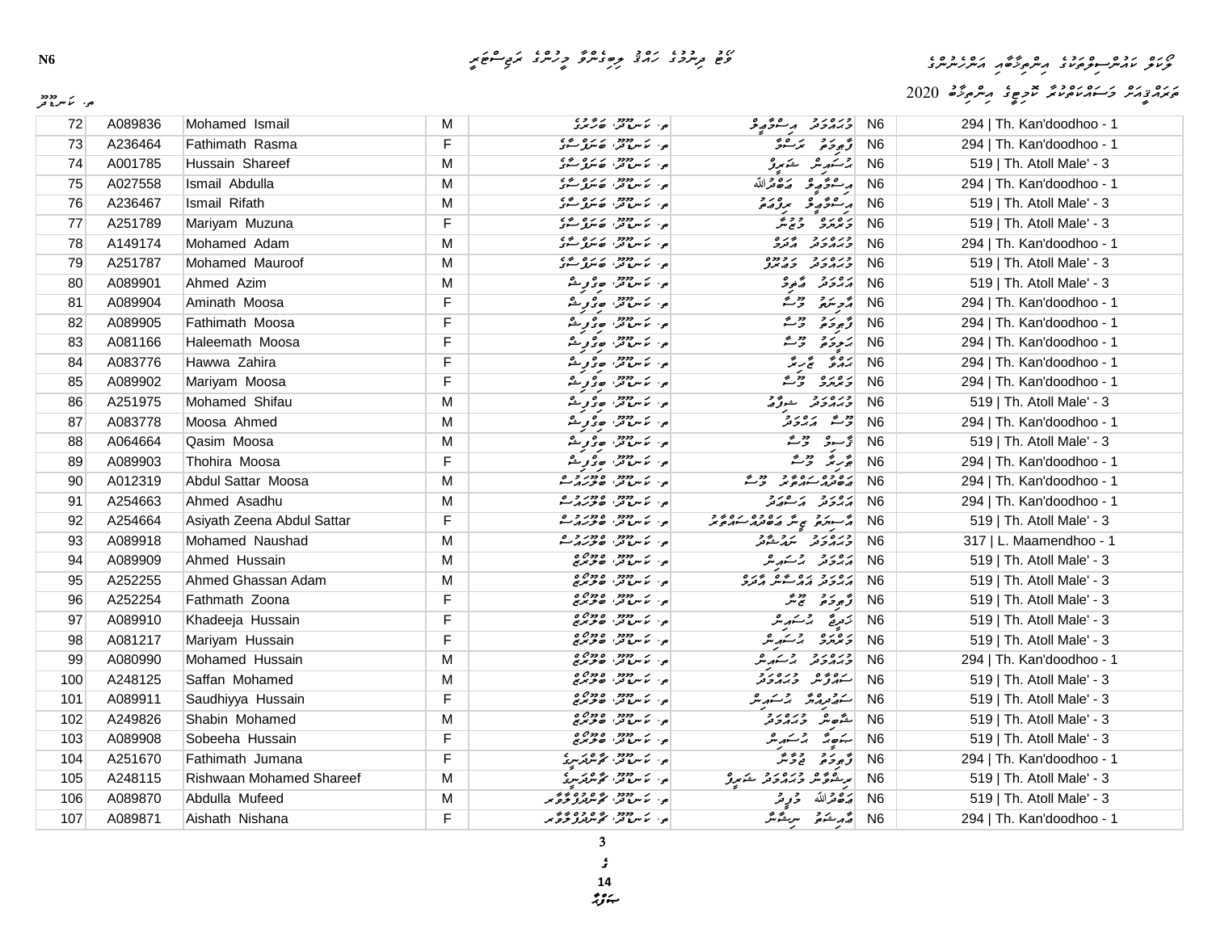| 72 | A089836 | Mohamed Ismail | M | ތ.ކަނޑޫދޫ، ޝަހާދާގެ | މުހައްމަދު އިސްމާޢީލް | N6 | 294 \| Th. Kan'doodhoo - 1 |
|---|---|---|---|---|---|---|---|
| 73 | A236464 | Fathimath Rasma | F | ތ. ކަނޑޫދޫ، ބަނަފްސާގެ | ފާތިމަތު ރަސްމާ | N6 | 294 \| Th. Kan'doodhoo - 1 |
| 74 | A001785 | Hussain Shareef | M | ތ. ކަނޑޫދޫ، ބަނަފްސާގެ | ހުސައިން ޝަރީފު | N6 | 519 \| Th. Atoll Male' - 3 |
| 75 | A027558 | Ismail Abdulla | M | ތ. ކަނޑޫދޫ، ބަނަފްސާގެ | އިސްމާޢީލް އަބްދުﷲ | N6 | 294 \| Th. Kan'doodhoo - 1 |
| 76 | A236467 | Ismail Rifath | M | ތ. ކަނޑޫދޫ، ބަނަފްސާގެ | އިސްމާޢީލް ރިފްޢަތު | N6 | 519 \| Th. Atoll Male' - 3 |
| 77 | A251789 | Mariyam Muzuna | F | ތ. ކަނޑޫދޫ، ބަނަފްސާގެ | މަރިޔަމް މުޒުނާ | N6 | 519 \| Th. Atoll Male' - 3 |
| 78 | A149174 | Mohamed Adam | M | ތ. ކަނޑޫދޫ، ބަނަފްސާގެ | މުހައްމަދު އާދަމް | N6 | 294 \| Th. Kan'doodhoo - 1 |
| 79 | A251787 | Mohamed Mauroof | M | ތ. ކަނޑޫދޫ، ބަނަފްސާގެ | މުހައްމަދު މަޢުރޫފް | N6 | 519 \| Th. Atoll Male' - 3 |
| 80 | A089901 | Ahmed Azim | M | ތ. ކަނޑޫދޫ، ބޮޑުވިލާ | އަހްމަދު އާޒިމް | N6 | 519 \| Th. Atoll Male' - 3 |
| 81 | A089904 | Aminath Moosa | F | ތ. ކަނޑޫދޫ، ބޮޑުވިލާ | އާމިނަތު މޫސާ | N6 | 294 \| Th. Kan'doodhoo - 1 |
| 82 | A089905 | Fathimath Moosa | F | ތ. ކަނޑޫދޫ، ބޮޑުވިލާ | ފާތިމަތު މޫސާ | N6 | 294 \| Th. Kan'doodhoo - 1 |
| 83 | A081166 | Haleemath Moosa | F | ތ. ކަނޑޫދޫ، ބޮޑުވިލާ | ހަލީމަތު މޫސާ | N6 | 294 \| Th. Kan'doodhoo - 1 |
| 84 | A083776 | Hawwa Zahira | F | ތ. ކަނޑޫދޫ، ބޮޑުވިލާ | ހައްވާ ޒާހިރާ | N6 | 294 \| Th. Kan'doodhoo - 1 |
| 85 | A089902 | Mariyam Moosa | F | ތ. ކަނޑޫދޫ، ބޮޑުވިލާ | މަރިޔަމް މޫސާ | N6 | 294 \| Th. Kan'doodhoo - 1 |
| 86 | A251975 | Mohamed Shifau | M | ތ. ކަނޑޫދޫ، ބޮޑުވިލާ | މުހައްމަދު ޝިފާއު | N6 | 519 \| Th. Atoll Male' - 3 |
| 87 | A083778 | Moosa Ahmed | M | ތ. ކަނޑޫދޫ، ބޮޑުވިލާ | މޫސާ އަހްމަދު | N6 | 294 \| Th. Kan'doodhoo - 1 |
| 88 | A064664 | Qasim Moosa | M | ތ. ކަނޑޫދޫ، ބޮޑުވިލާ | ޤާސިމް މޫސާ | N6 | 519 \| Th. Atoll Male' - 3 |
| 89 | A089903 | Thohira Moosa | F | ތ. ކަނޑޫދޫ، ބޮޑުވިލާ | ޠާހިރާ މޫސާ | N6 | 294 \| Th. Kan'doodhoo - 1 |
| 90 | A012319 | Abdul Sattar Moosa | M | ތ. ކަނޑޫދޫ، ބޮޑުހަރުގެ | އަބްދުލް ސައްތާރު މޫސާ | N6 | 294 \| Th. Kan'doodhoo - 1 |
| 91 | A254663 | Ahmed Asadhu | M | ތ. ކަނޑޫދޫ، ބޮޑުހަރުގެ | އަހްމަދު އަސަދު | N6 | 294 \| Th. Kan'doodhoo - 1 |
| 92 | A254664 | Asiyath Zeena Abdul Sattar | F | ތ. ކަނޑޫދޫ، ބޮޑުހަރުގެ | އާސިޔަތު ޒީނާ އަބްދުލް ސައްތާރު | N6 | 519 \| Th. Atoll Male' - 3 |
| 93 | A089918 | Mohamed Naushad | M | ތ. ކަނޑޫދޫ، ބޮޑުހަރުގެ | މުހައްމަދު ނައުޝާދު | N6 | 317 \| L. Maamendhoo - 1 |
| 94 | A089909 | Ahmed Hussain | M | ތ. ކަނޑޫދޫ، ބޮޑުރަށް | އަހްމަދު ހުސައިން | N6 | 519 \| Th. Atoll Male' - 3 |
| 95 | A252255 | Ahmed Ghassan Adam | M | ތ. ކަނޑޫދޫ، ބޮޑުރަށް | އަހްމަދު ޣައްސާން އާދަމް | N6 | 519 \| Th. Atoll Male' - 3 |
| 96 | A252254 | Fathmath Zoona | F | ތ. ކަނޑޫދޫ، ބޮޑުރަށް | ފާތިމަތު ޒޫނާ | N6 | 519 \| Th. Atoll Male' - 3 |
| 97 | A089910 | Khadeeja Hussain | F | ތ. ކަނޑޫދޫ، ބޮޑުރަށް | ޚަދީޖާ ހުސައިން | N6 | 519 \| Th. Atoll Male' - 3 |
| 98 | A081217 | Mariyam Hussain | F | ތ. ކަނޑޫދޫ، ބޮޑުރަށް | މަރިޔަމް ހުސައިން | N6 | 519 \| Th. Atoll Male' - 3 |
| 99 | A080990 | Mohamed Hussain | M | ތ. ކަނޑޫދޫ، ބޮޑުރަށް | މުހައްމަދު ހުސައިން | N6 | 294 \| Th. Kan'doodhoo - 1 |
| 100 | A248125 | Saffan Mohamed | M | ތ. ކަނޑޫދޫ، ބޮޑުރަށް | ސައްފާން މުހައްމަދު | N6 | 519 \| Th. Atoll Male' - 3 |
| 101 | A089911 | Saudhiyya Hussain | F | ތ. ކަނޑޫދޫ، ބޮޑުރަށް | ސަޢުދިއްޔާ ހުސައިން | N6 | 519 \| Th. Atoll Male' - 3 |
| 102 | A249826 | Shabin Mohamed | M | ތ. ކަނޑޫދޫ، ބޮޑުރަށް | ޝާބިން މުހައްމަދު | N6 | 519 \| Th. Atoll Male' - 3 |
| 103 | A089908 | Sobeeha Hussain | F | ތ. ކަނޑޫދޫ، ބޮޑުރަށް | ސަބީހާ ހުސައިން | N6 | 519 \| Th. Atoll Male' - 3 |
| 104 | A251670 | Fathimath Jumana | F | ތ. ކަނޑޫދޫ، ޗާންދަނީގެ | ފާތިމަތު ޖުމާނާ | N6 | 294 \| Th. Kan'doodhoo - 1 |
| 105 | A248115 | Rishwaan Mohamed Shareef | M | ތ. ކަނޑޫދޫ، ޗާންދަނީގެ | ރިޝްވާން މުހައްމަދު ޝަރީފު | N6 | 519 \| Th. Atoll Male' - 3 |
| 106 | A089870 | Abdulla Mufeed | M | ތ. ކަނޑޫދޫ، ޗާންދުފުވާރ | އަބްދުﷲ މުފީދު | N6 | 519 \| Th. Atoll Male' - 3 |
| 107 | A089871 | Aishath Nishana | F | ތ. ކަނޑޫދޫ، ޗާންދުފުވާރ | އައިޝަތު ނިޝާނާ | N6 | 294 \| Th. Kan'doodhoo - 1 |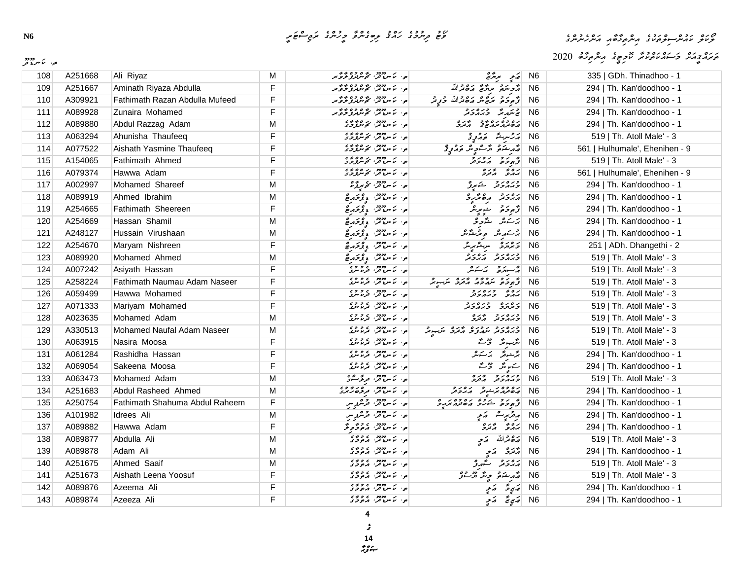| 108 | A251668 | Ali Riyaz | M | ތ. ކަނޑޫދޫ، ގާންދޫވާތުވާރި | އަލި ރިޔާޒް | N6 | 335 \| GDh. Thinadhoo - 1 |
|---|---|---|---|---|---|---|---|
| 109 | A251667 | Aminath Riyaza Abdulla | F | ތ. ކަނޑޫދޫ، ގާންދޫވާތުވާރި | އާމިނަތު ރިޔާޒާ އަބްދުﷲ | N6 | 294 \| Th. Kan'doodhoo - 1 |
| 110 | A309921 | Fathimath Razan Abdulla Mufeed | F | ތ. ކަނޑޫދޫ، ގާންދޫވާތުވާރި | ފާތިމަތު ރަޒާން އަބްދުﷲ މުފީދު | N6 | 294 \| Th. Kan'doodhoo - 1 |
| 111 | A089928 | Zunaira Mohamed | F | ތ. ކަނޑޫދޫ، ގާންދޫވާތުވާރި | ޒުނައިރާ މުހައްމަދު | N6 | 294 \| Th. Kan'doodhoo - 1 |
| 112 | A089880 | Abdul Razzag Adam | M | ތ. ކަނޑޫދޫ، ކަންދޫގެ | އަބްދުއްރައްޒާގު އާދަމް | N6 | 294 \| Th. Kan'doodhoo - 1 |
| 113 | A063294 | Ahunisha Thaufeeq | F | ތ. ކަނޑޫދޫ، ކަންދޫގެ | އަހުނިޝާ ތައުފީގު | N6 | 519 \| Th. Atoll Male' - 3 |
| 114 | A077522 | Aishath Yasmine Thaufeeq | F | ތ. ކަނޑޫދޫ، ކަންދޫގެ | އައިޝަތު ޔާސްމީން ތައުފީގު | N6 | 561 \| Hulhumale', Ehenihen - 9 |
| 115 | A154065 | Fathimath Ahmed | F | ތ. ކަނޑޫދޫ، ކަންދޫގެ | ފާތިމަތު އަހުމަދު | N6 | 519 \| Th. Atoll Male' - 3 |
| 116 | A079374 | Hawwa Adam | F | ތ. ކަނޑޫދޫ، ކަންދޫގެ | ހައްވާ އާދަމް | N6 | 561 \| Hulhumale', Ehenihen - 9 |
| 117 | A002997 | Mohamed Shareef | M | ތ. ކަނޑޫދޫ، ކާރިފާ | މުހައްމަދު ޝަރީފު | N6 | 294 \| Th. Kan'doodhoo - 1 |
| 118 | A089919 | Ahmed Ibrahim | M | ތ. ކަނޑޫދޫ، ގުލްފާމް | އަހުމަދު އިބްރާހީމް | N6 | 294 \| Th. Kan'doodhoo - 1 |
| 119 | A254665 | Fathimath Sheereen | F | ތ. ކަނޑޫދޫ، ގުލްފާމް | ފާތިމަތު ޝީރީން | N6 | 294 \| Th. Kan'doodhoo - 1 |
| 120 | A254669 | Hassan Shamil | M | ތ. ކަނޑޫދޫ، ގުލްފާމް | ހަސަން ޝާމިލް | N6 | 294 \| Th. Kan'doodhoo - 1 |
| 121 | A248127 | Hussain Virushaan | M | ތ. ކަނޑޫދޫ، ގުލްފާމް | ހުސައިން ވިރުޝާން | N6 | 294 \| Th. Kan'doodhoo - 1 |
| 122 | A254670 | Maryam Nishreen | F | ތ. ކަނޑޫދޫ، ގުލްފާމް | މަރްޔަމް ނިޝްރީން | N6 | 251 \| ADh. Dhangethi - 2 |
| 123 | A089920 | Mohamed Ahmed | M | ތ. ކަނޑޫދޫ، ގުލްފާމް | މުހައްމަދު އަހުމަދު | N6 | 519 \| Th. Atoll Male' - 3 |
| 124 | A007242 | Asiyath Hassan | F | ތ. ކަނޑޫދޫ، ދަރުމާނީ | އާސިޔަތު ހަސަން | N6 | 519 \| Th. Atoll Male' - 3 |
| 125 | A258224 | Fathimath Naumau Adam Naseer | F | ތ. ކަނޑޫދޫ، ދަރުމާނީ | ފާތިމަތު ނައުމައު އާދަމް ނަސީރު | N6 | 519 \| Th. Atoll Male' - 3 |
| 126 | A059499 | Hawwa Mohamed | F | ތ. ކަނޑޫދޫ، ދަރުމާނީ | ހައްވާ މުހައްމަދު | N6 | 519 \| Th. Atoll Male' - 3 |
| 127 | A071333 | Mariyam Mohamed | F | ތ. ކަނޑޫދޫ، ދަރުމާނީ | މަރިޔަމް މުހައްމަދު | N6 | 519 \| Th. Atoll Male' - 3 |
| 128 | A023635 | Mohamed Adam | M | ތ. ކަނޑޫދޫ، ދަރުމާނީ | މުހައްމަދު އާދަމް | N6 | 519 \| Th. Atoll Male' - 3 |
| 129 | A330513 | Mohamed Naufal Adam Naseer | M | ތ. ކަނޑޫދޫ، ދަރުމާނީ | މުހައްމަދު ނައުފަލް އާދަމް ނަސީރު | N6 | 519 \| Th. Atoll Male' - 3 |
| 130 | A063915 | Nasira Moosa | F | ތ. ކަނޑޫދޫ، ދަރުމާނީ | ނާސިރާ މޫސާ | N6 | 519 \| Th. Atoll Male' - 3 |
| 131 | A061284 | Rashidha Hassan | F | ތ. ކަނޑޫދޫ، ދަރުމާނީ | ރާޝިދާ ހަސަން | N6 | 294 \| Th. Kan'doodhoo - 1 |
| 132 | A069054 | Sakeena Moosa | F | ތ. ކަނޑޫދޫ، ދަރުމާނީ | ސަކީނާ މޫސާ | N6 | 294 \| Th. Kan'doodhoo - 1 |
| 133 | A063473 | Mohamed Adam | M | ތ. ކަނޑޫދޫ، ދިލާސާގެ | މުހައްމަދު އާދަމް | N6 | 519 \| Th. Atoll Male' - 3 |
| 134 | A251683 | Abdul Rasheed Ahmed | M | ތ. ކަނޑޫދޫ، ދިލްބަހާރުގެ | އަބްދުއްރަޝީދު އަހުމަދު | N6 | 294 \| Th. Kan'doodhoo - 1 |
| 135 | A250754 | Fathimath Shahuma Abdul Raheem | F | ތ. ކަނޑޫދޫ، ދެންތިރީ | ފާތިމަތު ޝަހުމާ އަބްދުއްރަހީމް | N6 | 294 \| Th. Kan'doodhoo - 1 |
| 136 | A101982 | Idrees Ali | M | ތ. ކަނޑޫދޫ، ދެންތިރީ | އިދްރީސް އަލި | N6 | 294 \| Th. Kan'doodhoo - 1 |
| 137 | A089882 | Hawwa Adam | F | ތ. ކަނޑޫދޫ، އެވަރުގްރީން | ހައްވާ އާދަމް | N6 | 294 \| Th. Kan'doodhoo - 1 |
| 138 | A089877 | Abdulla Ali | M | ތ. ކަނޑޫދޫ، އެވަރުގެ | އަބްދުﷲ އަލި | N6 | 519 \| Th. Atoll Male' - 3 |
| 139 | A089878 | Adam Ali | M | ތ. ކަނޑޫދޫ، އެވަރުގެ | އާދަމް އަލި | N6 | 294 \| Th. Kan'doodhoo - 1 |
| 140 | A251675 | Ahmed Saaif | M | ތ. ކަނޑޫދޫ، އެވަރުގެ | އަހުމަދު ސާއިފު | N6 | 519 \| Th. Atoll Male' - 3 |
| 141 | A251673 | Aishath Leena Yoosuf | F | ތ. ކަނޑޫދޫ، އެވަރުގެ | އައިޝަތު ލީނާ ޔޫސުފު | N6 | 519 \| Th. Atoll Male' - 3 |
| 142 | A089876 | Azeema Ali | F | ތ. ކަނޑޫދޫ، އެވަރުގެ | އަޒީމާ އަލި | N6 | 294 \| Th. Kan'doodhoo - 1 |
| 143 | A089874 | Azeeza Ali | F | ތ. ކަނޑޫދޫ، އެވަރުގެ | އަޒީޒާ އަލި | N6 | 294 \| Th. Kan'doodhoo - 1 |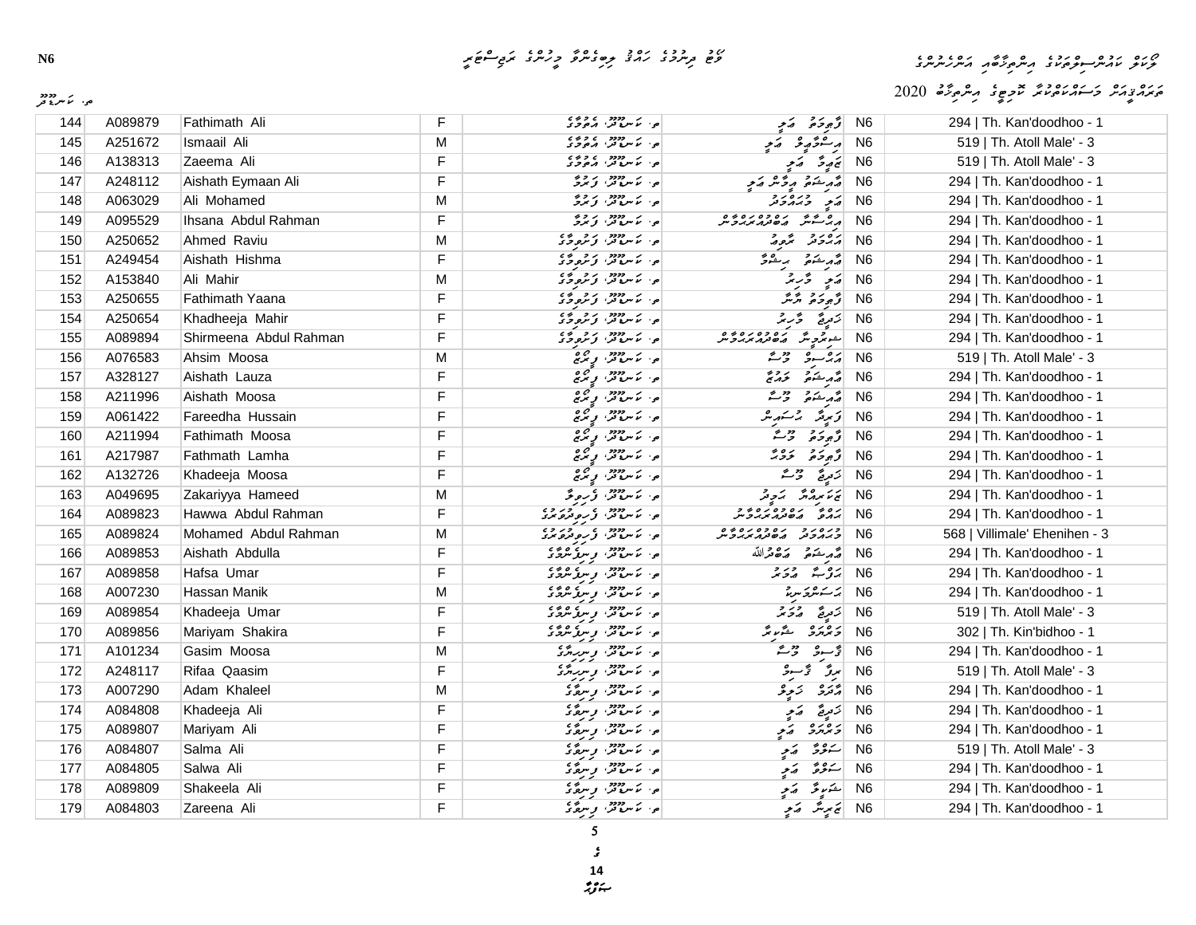| 144 | A089879 | Fathimath Ali | F | ތ. ކަނޑޫދޫ، އުތުމާގެ | ފާތިމަތު ޢަލީ | N6 | 294 \| Th. Kan'doodhoo - 1 |
|---|---|---|---|---|---|---|---|
| 145 | A251672 | Ismaail Ali | M | ތ. ކަނޑޫދޫ، އުތުމާގެ | އިސްމާޢީލް ޢަލީ | N6 | 519 \| Th. Atoll Male' - 3 |
| 146 | A138313 | Zaeema Ali | F | ތ. ކަނޑޫދޫ، އުތުމާގެ | ޒަޢީމާ ޢަލީ | N6 | 519 \| Th. Atoll Male' - 3 |
| 147 | A248112 | Aishath Eymaan Ali | F | ތ. ކަނޑޫދޫ، ފަރުމާ | އައިޝަތު އީމާން ޢަލީ | N6 | 294 \| Th. Kan'doodhoo - 1 |
| 148 | A063029 | Ali Mohamed | M | ތ. ކަނޑޫދޫ، ފަރުމާ | ޢަލީ މުޙައްމަދު | N6 | 294 \| Th. Kan'doodhoo - 1 |
| 149 | A095529 | Ihsana Abdul Rahman | F | ތ. ކަނޑޫދޫ، ފަރުމާ | އިޙްސާނާ ޢަބްދުއްރަޙްމާން | N6 | 294 \| Th. Kan'doodhoo - 1 |
| 150 | A250652 | Ahmed Raviu | M | ތ. ކަނޑޫދޫ، ފަތުރުވާގެ | އަޙްމަދު ރާވިޢު | N6 | 294 \| Th. Kan'doodhoo - 1 |
| 151 | A249454 | Aishath Hishma | F | ތ. ކަނޑޫދޫ، ފަތުރުވާގެ | އައިޝަތު ހިޝްމާ | N6 | 294 \| Th. Kan'doodhoo - 1 |
| 152 | A153840 | Ali Mahir | M | ތ. ކަނޑޫދޫ، ފަތުރުވާގެ | ޢަލީ މާހިރު | N6 | 294 \| Th. Kan'doodhoo - 1 |
| 153 | A250655 | Fathimath Yaana | F | ތ. ކަނޑޫދޫ، ފަތުރުވާގެ | ފާތިމަތު ޔާނާ | N6 | 294 \| Th. Kan'doodhoo - 1 |
| 154 | A250654 | Khadheeja Mahir | F | ތ. ކަނޑޫދޫ، ފަތުރުވާގެ | ޚަދީޖާ މާހިރު | N6 | 294 \| Th. Kan'doodhoo - 1 |
| 155 | A089894 | Shirmeena Abdul Rahman | F | ތ. ކަނޑޫދޫ، ފަތުރުވާގެ | ޝިރުމީނާ ޢަބްދުއްރަޙްމާން | N6 | 294 \| Th. Kan'doodhoo - 1 |
| 156 | A076583 | Ahsim Moosa | M | ތ. ކަނޑޫދޫ، ފިރުޒް | އަޙްސިމް މޫސާ | N6 | 519 \| Th. Atoll Male' - 3 |
| 157 | A328127 | Aishath Lauza | F | ތ. ކަނޑޫދޫ، ފިރުޒް | އައިޝަތު ލައުޒާ | N6 | 294 \| Th. Kan'doodhoo - 1 |
| 158 | A211996 | Aishath Moosa | F | ތ. ކަނޑޫދޫ، ފިރުޒް | އައިޝަތު މޫސާ | N6 | 294 \| Th. Kan'doodhoo - 1 |
| 159 | A061422 | Fareedha Hussain | F | ތ. ކަނޑޫދޫ، ފިރުޒް | ފަރީދާ ހުސައިން | N6 | 294 \| Th. Kan'doodhoo - 1 |
| 160 | A211994 | Fathimath Moosa | F | ތ. ކަނޑޫދޫ، ފިރުޒް | ފާތިމަތު މޫސާ | N6 | 294 \| Th. Kan'doodhoo - 1 |
| 161 | A217987 | Fathmath Lamha | F | ތ. ކަނޑޫދޫ، ފިރުޒް | ފާތިމަތު ލަމްހާ | N6 | 294 \| Th. Kan'doodhoo - 1 |
| 162 | A132726 | Khadeeja Moosa | F | ތ. ކަނޑޫދޫ، ފިރުޒް | ޚަދީޖާ މޫސާ | N6 | 294 \| Th. Kan'doodhoo - 1 |
| 163 | A049695 | Zakariyya Hameed | M | ތ. ކަނޑޫދޫ، ފެހިވިލާ | ޒަކަރިއްޔާ ހަމީދު | N6 | 294 \| Th. Kan'doodhoo - 1 |
| 164 | A089823 | Hawwa Abdul Rahman | F | ތ. ކަނޑޫދޫ، ފެހިވިލުފަރު | ހައްވާ ޢަބްދުއްރަޙްމާން | N6 | 294 \| Th. Kan'doodhoo - 1 |
| 165 | A089824 | Mohamed Abdul Rahman | M | ތ. ކަނޑޫދޫ، ފެހިވިލުފަރު | މުޙައްމަދު ޢަބްދުއްރަޙްމާން | N6 | 568 \| Villimale' Ehenihen - 3 |
| 166 | A089853 | Aishath Abdulla | F | ތ. ކަނޑޫދޫ، ފިނިފެންމާގެ | އައިޝަތު ޢަބްދުﷲ | N6 | 294 \| Th. Kan'doodhoo - 1 |
| 167 | A089858 | Hafsa Umar | F | ތ. ކަނޑޫދޫ، ފިނިފެންމާގެ | ހަފްސާ ޢުމަރު | N6 | 294 \| Th. Kan'doodhoo - 1 |
| 168 | A007230 | Hassan Manik | M | ތ. ކަނޑޫދޫ، ފިނިފެންމާގެ | ހަސަންމަނިކު | N6 | 294 \| Th. Kan'doodhoo - 1 |
| 169 | A089854 | Khadeeja Umar | F | ތ. ކަނޑޫދޫ، ފިނިފެންމާގެ | ޚަދީޖާ ޢުމަރު | N6 | 519 \| Th. Atoll Male' - 3 |
| 170 | A089856 | Mariyam Shakira | F | ތ. ކަނޑޫދޫ، ފިނިފެންމާގެ | މަރިޔަމް ޝާކިރާ | N6 | 302 \| Th. Kin'bidhoo - 1 |
| 171 | A101234 | Gasim Moosa | M | ތ. ކަނޑޫދޫ، ފިނިހިރިގެ | ޤާސިމް މޫސާ | N6 | 294 \| Th. Kan'doodhoo - 1 |
| 172 | A248117 | Rifaa Qaasim | F | ތ. ކަނޑޫދޫ، ފިނިހިރިގެ | ރިފާ ޤާސިމް | N6 | 519 \| Th. Atoll Male' - 3 |
| 173 | A007290 | Adam Khaleel | M | ތ. ކަނޑޫދޫ، ފިނިވާގެ | އާދަމް ޚަލީލް | N6 | 294 \| Th. Kan'doodhoo - 1 |
| 174 | A084808 | Khadeeja Ali | F | ތ. ކަނޑޫދޫ، ފިނިވާގެ | ޚަދީޖާ ޢަލީ | N6 | 294 \| Th. Kan'doodhoo - 1 |
| 175 | A089807 | Mariyam Ali | F | ތ. ކަނޑޫދޫ، ފިނިވާގެ | މަރިޔަމް ޢަލީ | N6 | 294 \| Th. Kan'doodhoo - 1 |
| 176 | A084807 | Salma Ali | F | ތ. ކަނޑޫދޫ، ފިނިވާގެ | ސަލްމާ ޢަލީ | N6 | 519 \| Th. Atoll Male' - 3 |
| 177 | A084805 | Salwa Ali | F | ތ. ކަނޑޫދޫ، ފިނިވާގެ | ސަލްވާ ޢަލީ | N6 | 294 \| Th. Kan'doodhoo - 1 |
| 178 | A089809 | Shakeela Ali | F | ތ. ކަނޑޫދޫ، ފިނިވާގެ | ޝަކީލާ ޢަލީ | N6 | 294 \| Th. Kan'doodhoo - 1 |
| 179 | A084803 | Zareena Ali | F | ތ. ކަނޑޫދޫ، ފިނިވާގެ | ޒަރީނާ ޢަލީ | N6 | 294 \| Th. Kan'doodhoo - 1 |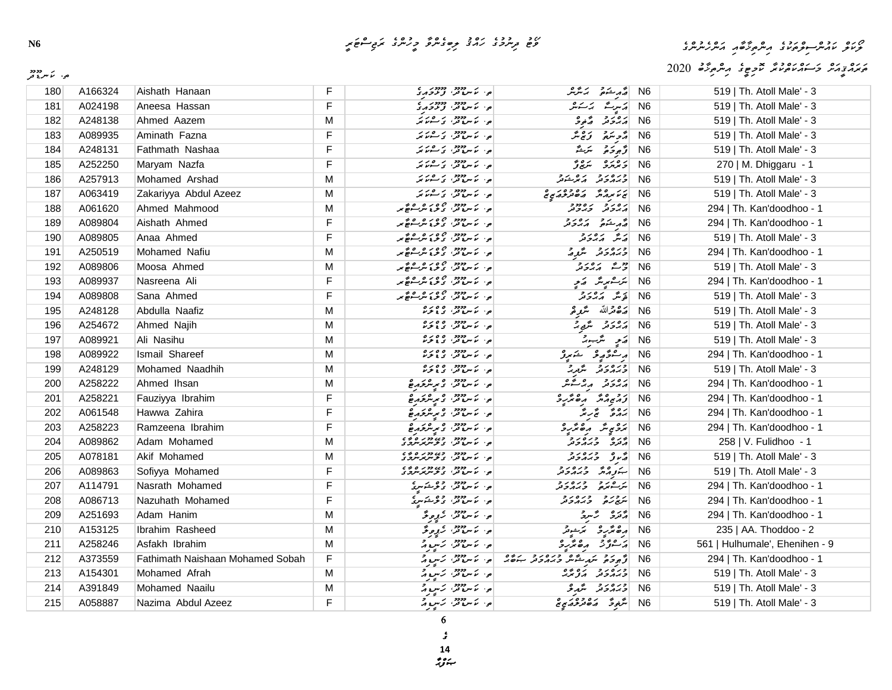| 180 | A166324 | Aishath Hanaan | F | ތ. ކަނޑޫދޫ، ފްލޯމަލީގެ | ޢާއިޝަތު ހަނާން | N6 | 519 \| Th. Atoll Male' - 3 |
|---|---|---|---|---|---|---|---|
| 181 | A024198 | Aneesa Hassan | F | ތ. ކަނޑޫދޫ، ފްލޯމަލީގެ | އަނީސާ ހަސަން | N6 | 519 \| Th. Atoll Male' - 3 |
| 182 | A248138 | Ahmed Aazem | M | ތ. ކަނޑޫދޫ، ވަސްމީރަ | އަޙްމަދު އާޒިމް | N6 | 519 \| Th. Atoll Male' - 3 |
| 183 | A089935 | Aminath Fazna | F | ތ. ކަނޑޫދޫ، ވަސްމީރަ | އާމިނަތު ފަޒްނާ | N6 | 519 \| Th. Atoll Male' - 3 |
| 184 | A248131 | Fathmath Nashaa | F | ތ. ކަނޑޫދޫ، ވަސްމީރަ | ފާތިމަތު ނަޝާ | N6 | 519 \| Th. Atoll Male' - 3 |
| 185 | A252250 | Maryam Nazfa | F | ތ. ކަނޑޫދޫ، ވަސްމީރަ | މަރްޔަމް ނަޒްފާ | N6 | 270 \| M. Dhiggaru - 1 |
| 186 | A257913 | Mohamed Arshad | M | ތ. ކަނޑޫދޫ، ވަސްމީރަ | މުޙައްމަދު އަރުޝަދު | N6 | 519 \| Th. Atoll Male' - 3 |
| 187 | A063419 | Zakariyya Abdul Azeez | M | ތ. ކަނޑޫދޫ، ވަސްމީރަ | ޒަކަރިއްޔާ އަބްދުލްޢަޒީޒު | N6 | 519 \| Th. Atoll Male' - 3 |
| 188 | A061620 | Ahmed Mahmood | M | ތ. ކަނޑޫދޫ، ވެލްވެޓްސްޓޯރ | އަޙްމަދު މަޙްމޫދު | N6 | 294 \| Th. Kan'doodhoo - 1 |
| 189 | A089804 | Aishath Ahmed | F | ތ. ކަނޑޫދޫ، ވެލްވެޓްސްޓޯރ | ޢާއިޝަތު އަޙްމަދު | N6 | 294 \| Th. Kan'doodhoo - 1 |
| 190 | A089805 | Anaa Ahmed | F | ތ. ކަނޑޫދޫ، ވެލްވެޓްސްޓޯރ | އަނާ އަޙްމަދު | N6 | 519 \| Th. Atoll Male' - 3 |
| 191 | A250519 | Mohamed Nafiu | M | ތ. ކަނޑޫދޫ، ވެލްވެޓްސްޓޯރ | މުޙައްމަދު ނާފިޢު | N6 | 294 \| Th. Kan'doodhoo - 1 |
| 192 | A089806 | Moosa Ahmed | M | ތ. ކަނޑޫދޫ، ވެލްވެޓްސްޓޯރ | މޫސާ އަޙްމަދު | N6 | 519 \| Th. Atoll Male' - 3 |
| 193 | A089937 | Nasreena Ali | F | ތ. ކަނޑޫދޫ، ވެލްވެޓްސްޓޯރ | ނަސްރީނާ ޢަލީ | N6 | 294 \| Th. Kan'doodhoo - 1 |
| 194 | A089808 | Sana Ahmed | F | ތ. ކަނޑޫދޫ، ވެލްވެޓްސްޓޯރ | ސަނާ އަޙްމަދު | N6 | 519 \| Th. Atoll Male' - 3 |
| 195 | A248128 | Abdulla Naafiz | M | ތ. ކަނޑޫދޫ، ވޭވަރު | އަބްދުﷲ ނާފިޒް | N6 | 519 \| Th. Atoll Male' - 3 |
| 196 | A254672 | Ahmed Najih | M | ތ. ކަނޑޫދޫ، ވޭވަރު | އަޙްމަދު ނާޖިޙް | N6 | 519 \| Th. Atoll Male' - 3 |
| 197 | A089921 | Ali Nasihu | M | ތ. ކަނޑޫދޫ، ވޭވަރު | ޢަލީ ނާސިޙު | N6 | 519 \| Th. Atoll Male' - 3 |
| 198 | A089922 | Ismail Shareef | M | ތ. ކަނޑޫދޫ، ވޭވަރު | އިސްމާޢީލް ޝަރީފް | N6 | 294 \| Th. Kan'doodhoo - 1 |
| 199 | A248129 | Mohamed Naadhih | M | ތ. ކަނޑޫދޫ، ވޭވަރު | މުޙައްމަދު ނާދިޙް | N6 | 519 \| Th. Atoll Male' - 3 |
| 200 | A258222 | Ahmed Ihsan | M | ތ. ކަނޑޫދޫ، ވިނިންގރިޓް | އަޙްމަދު އިޙްސާން | N6 | 294 \| Th. Kan'doodhoo - 1 |
| 201 | A258221 | Fauziyya Ibrahim | F | ތ. ކަނޑޫދޫ، ވިނިންގރިޓް | ފައުޒިއްޔާ އިބްރާހީމް | N6 | 294 \| Th. Kan'doodhoo - 1 |
| 202 | A061548 | Hawwa Zahira | F | ތ. ކަނޑޫދޫ، ވިނިންގރިޓް | ހައްވާ ޒާހިރާ | N6 | 294 \| Th. Kan'doodhoo - 1 |
| 203 | A258223 | Ramzeena Ibrahim | F | ތ. ކަނޑޫދޫ، ވިނިންގރިޓް | ރަމްޒީނާ އިބްރާހީމް | N6 | 294 \| Th. Kan'doodhoo - 1 |
| 204 | A089862 | Adam Mohamed | M | ތ. ކަނޑޫދޫ، ވޮލަންޓަރިވިލާ | އާދަމް މުޙައްމަދު | N6 | 258 \| V. Fulidhoo - 1 |
| 205 | A078181 | Akif Mohamed | M | ތ. ކަނޑޫދޫ، ވޮލަންޓަރިވިލާ | އާކިފް މުޙައްމަދު | N6 | 519 \| Th. Atoll Male' - 3 |
| 206 | A089863 | Sofiyya Mohamed | F | ތ. ކަނޑޫދޫ، ވޮލަންޓަރިވިލާ | ޞޫފިއްޔާ މުޙައްމަދު | N6 | 519 \| Th. Atoll Male' - 3 |
| 207 | A114791 | Nasrath Mohamed | F | ތ. ކަނޑޫދޫ، ވޮލްޝައިނީ | ނަސްރަތު މުޙައްމަދު | N6 | 294 \| Th. Kan'doodhoo - 1 |
| 208 | A086713 | Nazuhath Mohamed | F | ތ. ކަނޑޫދޫ، ވޮލްޝައިނީ | ނަޒުހަތު މުޙައްމަދު | N6 | 294 \| Th. Kan'doodhoo - 1 |
| 209 | A251693 | Adam Hanim | M | ތ. ކަނޑޫދޫ، ސުލިވިލާ | އާދަމް ހާނިމް | N6 | 294 \| Th. Kan'doodhoo - 1 |
| 210 | A153125 | Ibrahim Rasheed | M | ތ. ކަނޑޫދޫ، ސުލިވިލާ | އިބްރާހީމް ރަޝީދު | N6 | 235 \| AA. Thoddoo - 2 |
| 211 | A258246 | Asfakh Ibrahim | M | ތ. ކަނޑޫދޫ، ހަނީމޫން | އަސްފާޤް އިބްރާހީމް | N6 | 561 \| Hulhumale', Ehenihen - 9 |
| 212 | A373559 | Fathimath Naishaan Mohamed Sobah | F | ތ. ކަނޑޫދޫ، ހަނީމޫން | ފާތިމަތު ނައިޝާން މުޙައްމަދު ޞަބާޙް | N6 | 294 \| Th. Kan'doodhoo - 1 |
| 213 | A154301 | Mohamed Afrah | M | ތ. ކަނޑޫދޫ، ހަނީމޫން | މުޙައްމަދު އަފްރާޙް | N6 | 519 \| Th. Atoll Male' - 3 |
| 214 | A391849 | Mohamed Naailu | M | ތ. ކަނޑޫދޫ، ހަނީމޫން | މުޙައްމަދު ނާއިލު | N6 | 519 \| Th. Atoll Male' - 3 |
| 215 | A058887 | Nazima Abdul Azeez | F | ތ. ކަނޑޫދޫ، ހަނީމޫން | ނާޒިމާ އަބްދުލްޢަޒީޒު | N6 | 519 \| Th. Atoll Male' - 3 |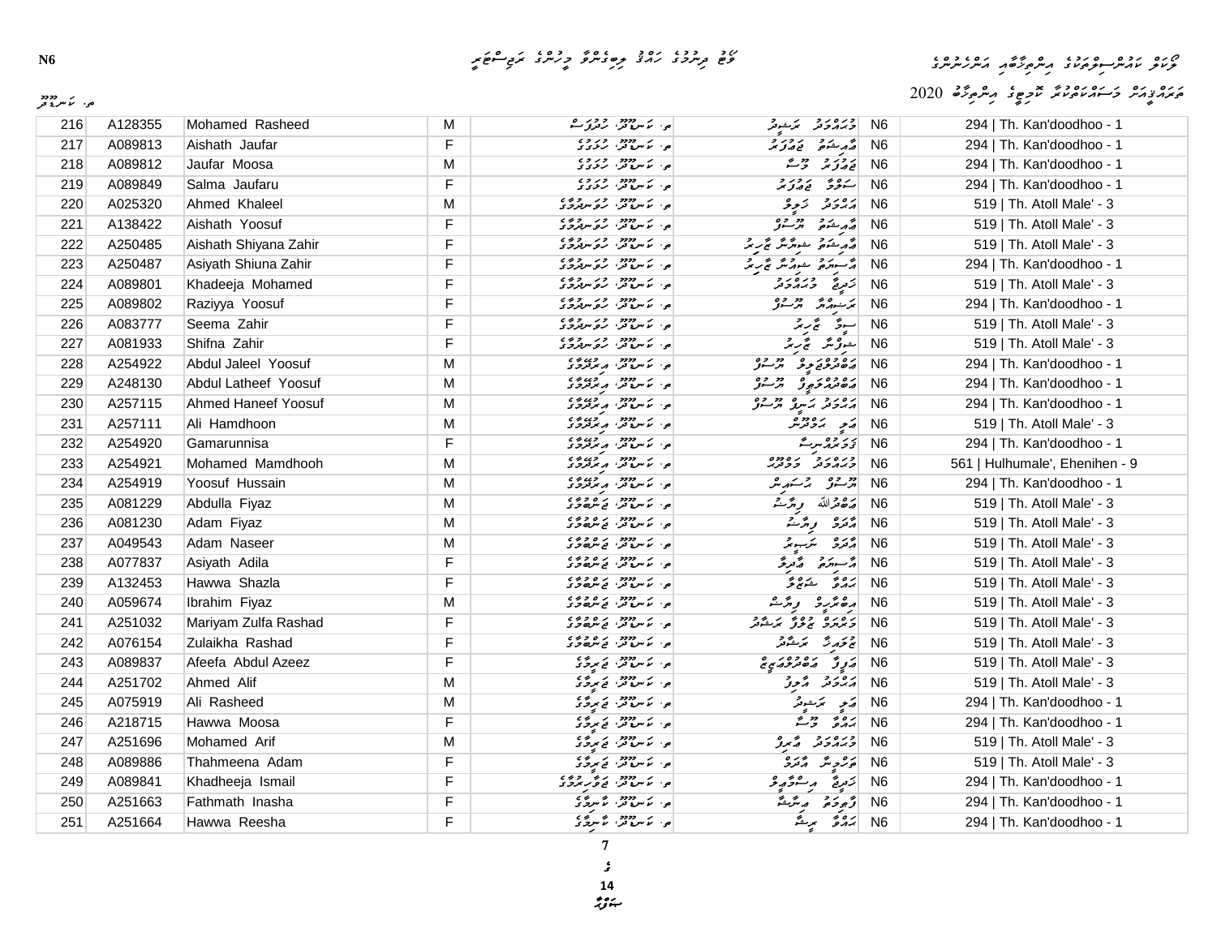| 216 | A128355 | Mohamed Rasheed | M | ތ. ކަނޑުދޫ، ހުދުފުސް | މުހައްމަދު ރަޝީދު | N6 | 294 \| Th. Kan'doodhoo - 1 |
|---|---|---|---|---|---|---|---|
| 217 | A089813 | Aishath Jaufar | F | ތ. ކަނޑުދޫ، ހުދުގެ | އައިޝަތު ޖައުފަރު | N6 | 294 \| Th. Kan'doodhoo - 1 |
| 218 | A089812 | Jaufar Moosa | M | ތ. ކަނޑުދޫ، ހުދުގެ | ޖައުފަރު މޫސާ | N6 | 294 \| Th. Kan'doodhoo - 1 |
| 219 | A089849 | Salma Jaufaru | F | ތ. ކަނޑުދޫ، ހުދުގެ | ސަލްމާ ޖައުފަރު | N6 | 294 \| Th. Kan'doodhoo - 1 |
| 220 | A025320 | Ahmed Khaleel | M | ތ. ކަނޑުދޫ، ހުވަނދުގެ | އަހްމަދު ޚަލީލް | N6 | 519 \| Th. Atoll Male' - 3 |
| 221 | A138422 | Aishath Yoosuf | F | ތ. ކަނޑުދޫ، ހުވަނދުގެ | އައިޝަތު ޔޫސުފް | N6 | 519 \| Th. Atoll Male' - 3 |
| 222 | A250485 | Aishath Shiyana Zahir | F | ތ. ކަނޑުދޫ، ހުވަނދުގެ | އައިޝަތު ޝިޔާނާ ޒާހިރު | N6 | 519 \| Th. Atoll Male' - 3 |
| 223 | A250487 | Asiyath Shiuna Zahir | F | ތ. ކަނޑުދޫ، ހުވަނދުގެ | އާސިޔަތު ޝިއުނާ ޒާހިރު | N6 | 294 \| Th. Kan'doodhoo - 1 |
| 224 | A089801 | Khadeeja Mohamed | F | ތ. ކަނޑުދޫ، ހުވަނދުގެ | ޚަދީޖާ މުހައްމަދު | N6 | 519 \| Th. Atoll Male' - 3 |
| 225 | A089802 | Raziyya Yoosuf | F | ތ. ކަނޑުދޫ، ހުވަނދުގެ | ރަޒިއްޔާ ޔޫސުފް | N6 | 294 \| Th. Kan'doodhoo - 1 |
| 226 | A083777 | Seema Zahir | F | ތ. ކަނޑުދޫ، ހުވަނދުގެ | ސީމާ ޒާހިރު | N6 | 519 \| Th. Atoll Male' - 3 |
| 227 | A081933 | Shifna Zahir | F | ތ. ކަނޑުދޫ، ހުވަނދުގެ | ޝިފްނާ ޒާހިރު | N6 | 519 \| Th. Atoll Male' - 3 |
| 228 | A254922 | Abdul Jaleel Yoosuf | M | ތ. ކަނޑުދޫ، އިރުދުގެ | އަބްދުލްޖަލީލް ޔޫސުފް | N6 | 294 \| Th. Kan'doodhoo - 1 |
| 229 | A248130 | Abdul Latheef Yoosuf | M | ތ. ކަނޑުދޫ، އިރުދުގެ | އަބްދުއްލަޠީފް ޔޫސުފް | N6 | 294 \| Th. Kan'doodhoo - 1 |
| 230 | A257115 | Ahmed Haneef Yoosuf | M | ތ. ކަނޑުދޫ، އިރުދުގެ | އަހްމަދު ހަނީފް ޔޫސުފް | N6 | 294 \| Th. Kan'doodhoo - 1 |
| 231 | A257111 | Ali Hamdhoon | M | ތ. ކަނޑުދޫ، އިރުދުގެ | އަލި ހަމްދޫން | N6 | 519 \| Th. Atoll Male' - 3 |
| 232 | A254920 | Gamarunnisa | F | ތ. ކަނޑުދޫ، އިރުދުގެ | ގަމަރުންނިސާ | N6 | 294 \| Th. Kan'doodhoo - 1 |
| 233 | A254921 | Mohamed Mamdhooh | M | ތ. ކަނޑުދޫ، އިރުދުގެ | މުހައްމަދު މަމްދޫހު | N6 | 561 \| Hulhumale', Ehenihen - 9 |
| 234 | A254919 | Yoosuf Hussain | M | ތ. ކަނޑުދޫ، އިރުދުގެ | ޔޫސުފް ހުސައިން | N6 | 294 \| Th. Kan'doodhoo - 1 |
| 235 | A081229 | Abdulla Fiyaz | M | ތ. ކަނޑުދޫ، ޖަންބުގެ | އަބްދުﷲ ފިޔާޒް | N6 | 519 \| Th. Atoll Male' - 3 |
| 236 | A081230 | Adam Fiyaz | M | ތ. ކަނޑުދޫ، ޖަންބުގެ | އާދަމް ފިޔާޒް | N6 | 519 \| Th. Atoll Male' - 3 |
| 237 | A049543 | Adam Naseer | M | ތ. ކަނޑުދޫ، ޖަންބުގެ | އާދަމް ނަސީރު | N6 | 519 \| Th. Atoll Male' - 3 |
| 238 | A077837 | Asiyath Adila | F | ތ. ކަނޑުދޫ، ޖަންބުގެ | އާސިޔަތު އާދިލާ | N6 | 519 \| Th. Atoll Male' - 3 |
| 239 | A132453 | Hawwa Shazla | F | ތ. ކަނޑުދޫ، ޖަންބުގެ | ހައްވާ ޝަޒްލާ | N6 | 519 \| Th. Atoll Male' - 3 |
| 240 | A059674 | Ibrahim Fiyaz | M | ތ. ކަނޑުދޫ، ޖަންބުގެ | އިބްރާހީމް ފިޔާޒް | N6 | 519 \| Th. Atoll Male' - 3 |
| 241 | A251032 | Mariyam Zulfa Rashad | F | ތ. ކަނޑުދޫ، ޖަންބުގެ | މަރިޔަމް ޒުލްފާ ރަޝާދު | N6 | 519 \| Th. Atoll Male' - 3 |
| 242 | A076154 | Zulaikha Rashad | F | ތ. ކަނޑުދޫ، ޖަންބުގެ | ޒުލައިޚާ ރަޝާދު | N6 | 519 \| Th. Atoll Male' - 3 |
| 243 | A089837 | Afeefa Abdul Azeez | F | ތ. ކަނޑުދޫ، ޖަރީމާގެ | އަފީފާ އަބްދުލްއަޒީޒް | N6 | 519 \| Th. Atoll Male' - 3 |
| 244 | A251702 | Ahmed Alif | M | ތ. ކަނޑުދޫ، ޖަރީމާގެ | އަހްމަދު އާލިފް | N6 | 519 \| Th. Atoll Male' - 3 |
| 245 | A075919 | Ali Rasheed | M | ތ. ކަނޑުދޫ، ޖަރީމާގެ | އަލި ރަޝީދު | N6 | 294 \| Th. Kan'doodhoo - 1 |
| 246 | A218715 | Hawwa Moosa | F | ތ. ކަނޑުދޫ، ޖަރީމާގެ | ހައްވާ މޫސާ | N6 | 294 \| Th. Kan'doodhoo - 1 |
| 247 | A251696 | Mohamed Arif | M | ތ. ކަނޑުދޫ، ޖަރީމާގެ | މުހައްމަދު އާރިފް | N6 | 519 \| Th. Atoll Male' - 3 |
| 248 | A089886 | Thahmeena Adam | F | ތ. ކަނޑުދޫ، ޖަރީމާގެ | ތަހްމީނާ އާދަމް | N6 | 519 \| Th. Atoll Male' - 3 |
| 249 | A089841 | Khadheeja Ismail | F | ތ. ކަނޑުދޫ، ޖަވާހިރުގެ | ޚަދީޖާ އިސްމާޢީލް | N6 | 294 \| Th. Kan'doodhoo - 1 |
| 250 | A251663 | Fathmath Inasha | F | ތ. ކަނޑުދޫ، ޗާނދިގެ | ފާތިމަތު އިނާޝާ | N6 | 294 \| Th. Kan'doodhoo - 1 |
| 251 | A251664 | Hawwa Reesha | F | ތ. ކަނޑުދޫ، ޗާނދިގެ | ހައްވާ ރީޝާ | N6 | 294 \| Th. Kan'doodhoo - 1 |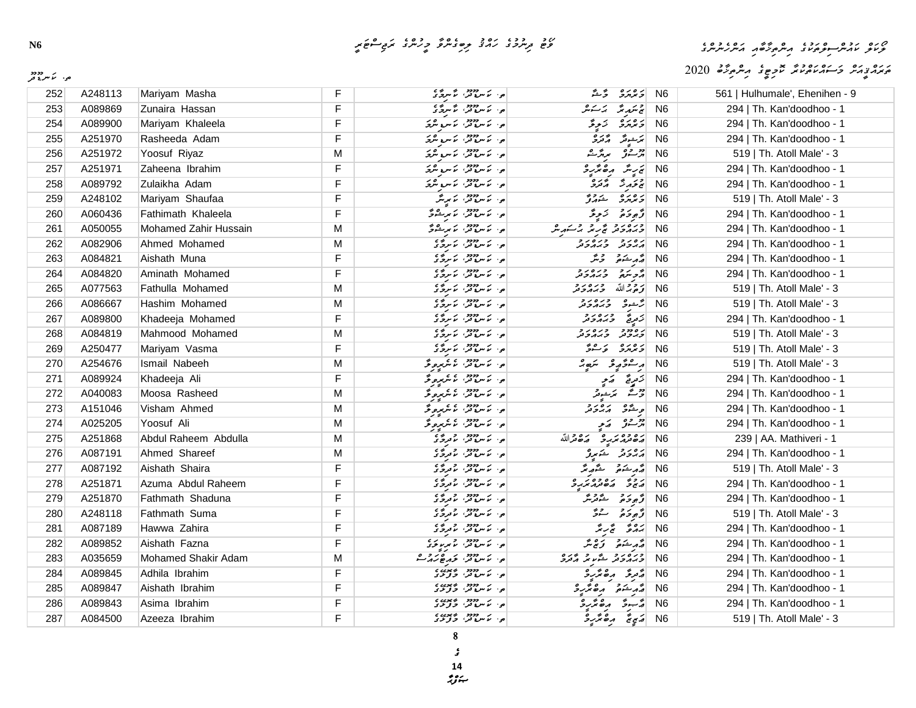| 252 | A248113 | Mariyam Masha | F | ތ. ކަނޑޫދޫ، ކާނިވާގެ | މަރިޔަމް މާޝާ | N6 | 561 \| Hulhumale', Ehenihen - 9 |
|---|---|---|---|---|---|---|---|
| 253 | A089869 | Zunaira Hassan | F | ތ. ކަނޑޫދޫ، ކާނިވާގެ | ޒުނައިރާ ހަސަން | N6 | 294 \| Th. Kan'doodhoo - 1 |
| 254 | A089900 | Mariyam Khaleela | F | ތ. ކަނޑޫދޫ، ކަނިވެންޓަ | މަރިޔަމް ޚަލީލާ | N6 | 294 \| Th. Kan'doodhoo - 1 |
| 255 | A251970 | Rasheeda Adam | F | ތ. ކަނޑޫދޫ، ކަނިވެންޓަ | ރަޝީދާ އާދަމް | N6 | 294 \| Th. Kan'doodhoo - 1 |
| 256 | A251972 | Yoosuf Riyaz | M | ތ. ކަނޑޫދޫ، ކަނިވެންޓަ | ޔޫސުފް ރިޔާޒު | N6 | 519 \| Th. Atoll Male' - 3 |
| 257 | A251971 | Zaheena Ibrahim | F | ތ. ކަނޑޫދޫ، ކަނިވެންޓަ | ޒަހީނާ އިބްރާހީމް | N6 | 294 \| Th. Kan'doodhoo - 1 |
| 258 | A089792 | Zulaikha Adam | F | ތ. ކަނޑޫދޫ، ކަނިވެންޓަ | ޒުލައިޚާ އާދަމް | N6 | 294 \| Th. Kan'doodhoo - 1 |
| 259 | A248102 | Mariyam Shaufaa | F | ތ. ކަނޑޫދޫ، ކަރިނާ | މަރިޔަމް ޝައުފާ | N6 | 519 \| Th. Atoll Male' - 3 |
| 260 | A060436 | Fathimath Khaleela | F | ތ. ކަނޑޫދޫ، ކަރިޝްމާ | ފާތިމަތު ޚަލީލާ | N6 | 294 \| Th. Kan'doodhoo - 1 |
| 261 | A050055 | Mohamed Zahir Hussain | M | ތ. ކަނޑޫދޫ، ކަރިޝްމާ | މުހައްމަދު ޒާހިރު ހުސައިން | N6 | 294 \| Th. Kan'doodhoo - 1 |
| 262 | A082906 | Ahmed Mohamed | M | ތ. ކަނޑޫދޫ، ކަނިވާގެ | އަހްމަދު މުހައްމަދު | N6 | 294 \| Th. Kan'doodhoo - 1 |
| 263 | A084821 | Aishath Muna | F | ތ. ކަނޑޫދޫ، ކަނިވާގެ | އައިޝަތު މުނާ | N6 | 294 \| Th. Kan'doodhoo - 1 |
| 264 | A084820 | Aminath Mohamed | F | ތ. ކަނޑޫދޫ، ކަނިވާގެ | އާމިނަތު މުހައްމަދު | N6 | 294 \| Th. Kan'doodhoo - 1 |
| 265 | A077563 | Fathulla Mohamed | M | ތ. ކަނޑޫދޫ، ކަނިވާގެ | ފަތުހުﷲ މުހައްމަދު | N6 | 519 \| Th. Atoll Male' - 3 |
| 266 | A086667 | Hashim Mohamed | M | ތ. ކަނޑޫދޫ، ކަނިވާގެ | ހާޝިމް މުހައްމަދު | N6 | 519 \| Th. Atoll Male' - 3 |
| 267 | A089800 | Khadeeja Mohamed | F | ތ. ކަނޑޫދޫ، ކަނިވާގެ | ޚަދީޖާ މުހައްމަދު | N6 | 294 \| Th. Kan'doodhoo - 1 |
| 268 | A084819 | Mahmood Mohamed | M | ތ. ކަނޑޫދޫ، ކަނިވާގެ | މަޙްމޫދު މުހައްމަދު | N6 | 519 \| Th. Atoll Male' - 3 |
| 269 | A250477 | Mariyam Vasma | F | ތ. ކަނޑޫދޫ، ކަނިވާގެ | މަރިޔަމް ވަސްމާ | N6 | 519 \| Th. Atoll Male' - 3 |
| 270 | A254676 | Ismail Nabeeh | M | ތ. ކަނޑޫދޫ، ކެނެރީވިލާ | އިސްމާއީލް ނަބީހު | N6 | 519 \| Th. Atoll Male' - 3 |
| 271 | A089924 | Khadeeja Ali | F | ތ. ކަނޑޫދޫ، ކެނެރީވިލާ | ޚަދީޖާ އަލި | N6 | 294 \| Th. Kan'doodhoo - 1 |
| 272 | A040083 | Moosa Rasheed | M | ތ. ކަނޑޫދޫ، ކެނެރީވިލާ | މޫސާ ރަޝީދު | N6 | 294 \| Th. Kan'doodhoo - 1 |
| 273 | A151046 | Visham Ahmed | M | ތ. ކަނޑޫދޫ، ކެނެރީވިލާ | ވިޝާމް އަހްމަދު | N6 | 294 \| Th. Kan'doodhoo - 1 |
| 274 | A025205 | Yoosuf Ali | M | ތ. ކަނޑޫދޫ، ކެނެރީވިލާ | ޔޫސުފް އަލި | N6 | 294 \| Th. Kan'doodhoo - 1 |
| 275 | A251868 | Abdul Raheem Abdulla | M | ތ. ކަނޑޫދޫ، ކުދިވާގެ | އަބްދުއްރަޙީމް އަބްދުﷲ | N6 | 239 \| AA. Mathiveri - 1 |
| 276 | A087191 | Ahmed Shareef | M | ތ. ކަނޑޫދޫ، ކުދިވާގެ | އަހްމަދު ޝަރީފް | N6 | 294 \| Th. Kan'doodhoo - 1 |
| 277 | A087192 | Aishath Shaira | F | ތ. ކަނޑޫދޫ، ކުދިވާގެ | އައިޝަތު ޝާއިރާ | N6 | 519 \| Th. Atoll Male' - 3 |
| 278 | A251871 | Azuma Abdul Raheem | F | ތ. ކަނޑޫދޫ، ކުދިވާގެ | އަޒުމާ އަބްދުއްރަޙީމް | N6 | 294 \| Th. Kan'doodhoo - 1 |
| 279 | A251870 | Fathmath Shaduna | F | ތ. ކަނޑޫދޫ، ކުދިވާގެ | ފާތިމަތު ޝާދުނާ | N6 | 294 \| Th. Kan'doodhoo - 1 |
| 280 | A248118 | Fathmath Suma | F | ތ. ކަނޑޫދޫ، ކުދިވާގެ | ފާތިމަތު ސުމާ | N6 | 519 \| Th. Atoll Male' - 3 |
| 281 | A087189 | Hawwa Zahira | F | ތ. ކަނޑޫދޫ، ކުދިވާގެ | ހައްވާ ޒާހިރާ | N6 | 294 \| Th. Kan'doodhoo - 1 |
| 282 | A089852 | Aishath Fazna | F | ތ. ކަނޑޫދޫ، ކުރިކުވާގެ | އައިޝަތު ފަޒްނާ | N6 | 294 \| Th. Kan'doodhoo - 1 |
| 283 | A035659 | Mohamed Shakir Adam | M | ތ. ކަނޑޫދޫ، ވައިޓްހައުސް | މުހައްމަދު ޝާކިރު އާދަމް | N6 | 294 \| Th. Kan'doodhoo - 1 |
| 284 | A089845 | Adhila Ibrahim | F | ތ. ކަނޑޫދޫ، މޫނުގެ | އާދިލާ އިބްރާހީމް | N6 | 294 \| Th. Kan'doodhoo - 1 |
| 285 | A089847 | Aishath Ibrahim | F | ތ. ކަނޑޫދޫ، މޫނުގެ | އައިޝަތު އިބްރާހީމް | N6 | 294 \| Th. Kan'doodhoo - 1 |
| 286 | A089843 | Asima Ibrahim | F | ތ. ކަނޑޫދޫ، މޫނުގެ | އާސިމާ އިބްރާހީމް | N6 | 294 \| Th. Kan'doodhoo - 1 |
| 287 | A084500 | Azeeza Ibrahim | F | ތ. ކަނޑޫދޫ، މޫނުގެ | އަޒީޒާ އިބްރާހީމް | N6 | 519 \| Th. Atoll Male' - 3 |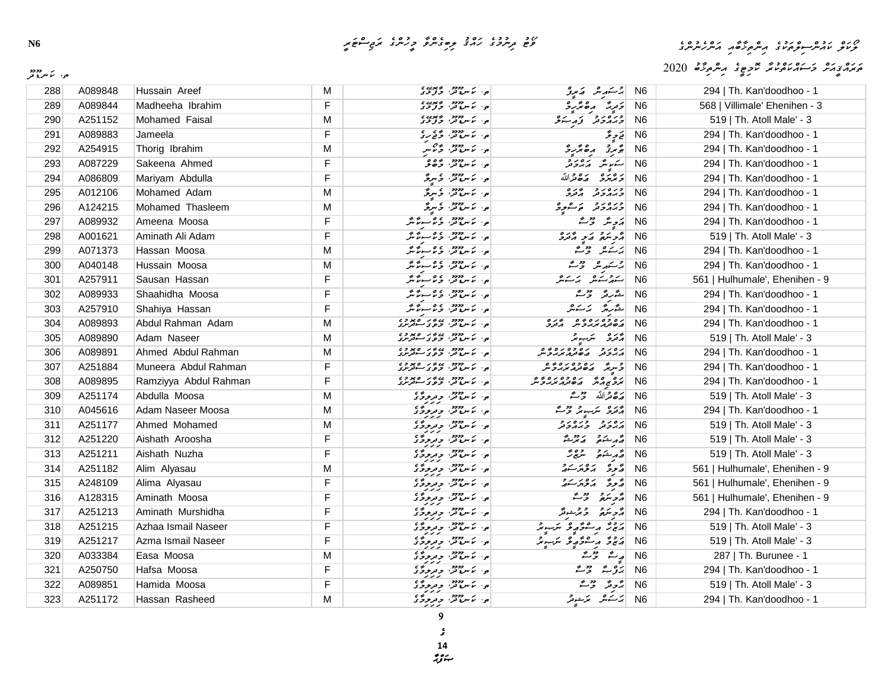| 288 | A089848 | Hussain Areef | M | ތ. ކަނޑޫދޫ، މާފޮޅާ | ޙުސައިން އަރީފް | N6 | 294 \| Th. Kan'doodhoo - 1 |
|---|---|---|---|---|---|---|---|
| 289 | A089844 | Madheeha Ibrahim | F | ތ. ކަނޑޫދޫ، މާފޮޅާ | މަދީޙާ އިބްރާހީމް | N6 | 568 \| Villimale' Ehenihen - 3 |
| 290 | A251152 | Mohamed Faisal | M | ތ. ކަނޑޫދޫ، މާފޮޅާ | މުޙައްމަދު ފައިސަލް | N6 | 519 \| Th. Atoll Male' - 3 |
| 291 | A089883 | Jameela | F | ތ. ކަނޑޫދޫ، މާޖެހި | ޖަމީލާ | N6 | 294 \| Th. Kan'doodhoo - 1 |
| 292 | A254915 | Thorig Ibrahim | M | ތ. ކަނޑޫދޫ، މާނިރ | ޠާރިޤް އިބްރާހީމް | N6 | 294 \| Th. Kan'doodhoo - 1 |
| 293 | A087229 | Sakeena Ahmed | F | ތ. ކަނޑޫދޫ، މާޅޮވު | ސަކީނާ އަޙްމަދު | N6 | 294 \| Th. Kan'doodhoo - 1 |
| 294 | A086809 | Mariyam Abdulla | F | ތ. ކަނޑޫދޫ، މެހިރީ | މަރިޔަމް އަބްދުﷲ | N6 | 294 \| Th. Kan'doodhoo - 1 |
| 295 | A012106 | Mohamed Adam | M | ތ. ކަނޑޫދޫ، މެހިރީ | މުޙައްމަދު އާދަމް | N6 | 294 \| Th. Kan'doodhoo - 1 |
| 296 | A124215 | Mohamed Thasleem | M | ތ. ކަނޑޫދޫ، މެހިރީ | މުޙައްމަދު ތަސްލީމް | N6 | 294 \| Th. Kan'doodhoo - 1 |
| 297 | A089932 | Ameena Moosa | F | ތ. ކަނޑޫދޫ، މޫނުސިޔާނާ | އަމީނާ މޫސާ | N6 | 294 \| Th. Kan'doodhoo - 1 |
| 298 | A001621 | Aminath Ali Adam | F | ތ. ކަނޑޫދޫ، މޫނުސިޔާނާ | އާމިނަތު އަލި އާދަމް | N6 | 519 \| Th. Atoll Male' - 3 |
| 299 | A071373 | Hassan Moosa | M | ތ. ކަނޑޫދޫ، މޫނުސިޔާނާ | ޙަސަން މޫސާ | N6 | 294 \| Th. Kan'doodhoo - 1 |
| 300 | A040148 | Hussain Moosa | M | ތ. ކަނޑޫދޫ، މޫނުސިޔާނާ | ޙުސައިން މޫސާ | N6 | 294 \| Th. Kan'doodhoo - 1 |
| 301 | A257911 | Sausan Hassan | F | ތ. ކަނޑޫދޫ، މޫނުސިޔާނާ | ސައުސަން ޙަސަން | N6 | 561 \| Hulhumale', Ehenihen - 9 |
| 302 | A089933 | Shaahidha Moosa | F | ތ. ކަނޑޫދޫ، މޫނުސިޔާނާ | ޝާހިދާ މޫސާ | N6 | 294 \| Th. Kan'doodhoo - 1 |
| 303 | A257910 | Shahiya Hassan | F | ތ. ކަނޑޫދޫ، މޫނުސިޔާނާ | ޝާހިޔާ ޙަސަން | N6 | 294 \| Th. Kan'doodhoo - 1 |
| 304 | A089893 | Abdul Rahman Adam | M | ތ. ކަނޑޫދޫ، މޫނުލައިޓްހައުސް | އަބްދުއްރަޙްމާން އާދަމް | N6 | 294 \| Th. Kan'doodhoo - 1 |
| 305 | A089890 | Adam Naseer | M | ތ. ކަނޑޫދޫ، މޫނުލައިޓްހައުސް | އާދަމް ނަސީރު | N6 | 519 \| Th. Atoll Male' - 3 |
| 306 | A089891 | Ahmed Abdul Rahman | M | ތ. ކަނޑޫދޫ، މޫނުލައިޓްހައުސް | އަޙްމަދު އަބްދުއްރަޙްމާން | N6 | 294 \| Th. Kan'doodhoo - 1 |
| 307 | A251884 | Muneera Abdul Rahman | F | ތ. ކަނޑޫދޫ، މޫނުލައިޓްހައުސް | މުނީރާ އަބްދުއްރަޙްމާން | N6 | 294 \| Th. Kan'doodhoo - 1 |
| 308 | A089895 | Ramziyya Abdul Rahman | F | ތ. ކަނޑޫދޫ، މޫނުލައިޓްހައުސް | ރަމްޒިއްޔާ އަބްދުއްރަޙްމާން | N6 | 294 \| Th. Kan'doodhoo - 1 |
| 309 | A251174 | Abdulla Moosa | M | ތ. ކަނޑޫދޫ، މިރިމިމާގެ | އަބްދުﷲ މޫސާ | N6 | 519 \| Th. Atoll Male' - 3 |
| 310 | A045616 | Adam Naseer Moosa | M | ތ. ކަނޑޫދޫ، މިރިމިމާގެ | އާދަމް ނަސީރު މޫސާ | N6 | 294 \| Th. Kan'doodhoo - 1 |
| 311 | A251177 | Ahmed Mohamed | M | ތ. ކަނޑޫދޫ، މިރިމިމާގެ | އަޙްމަދު މުޙައްމަދު | N6 | 519 \| Th. Atoll Male' - 3 |
| 312 | A251220 | Aishath Aroosha | F | ތ. ކަނޑޫދޫ، މިރިމިމާގެ | އާއިޝަތު އަރޫޝާ | N6 | 519 \| Th. Atoll Male' - 3 |
| 313 | A251211 | Aishath Nuzha | F | ތ. ކަނޑޫދޫ، މިރިމިމާގެ | އާއިޝަތު ނުޒްހާ | N6 | 519 \| Th. Atoll Male' - 3 |
| 314 | A251182 | Alim Alyasau | M | ތ. ކަނޑޫދޫ، މިރިމިމާގެ | އާލިމް އަލްޔަސައު | N6 | 561 \| Hulhumale', Ehenihen - 9 |
| 315 | A248109 | Alima Alyasau | F | ތ. ކަނޑޫދޫ، މިރިމިމާގެ | އާލިމާ އަލްޔަސައު | N6 | 561 \| Hulhumale', Ehenihen - 9 |
| 316 | A128315 | Aminath Moosa | F | ތ. ކަނޑޫދޫ، މިރިމިމާގެ | އާމިނަތު މޫސާ | N6 | 561 \| Hulhumale', Ehenihen - 9 |
| 317 | A251213 | Aminath Murshidha | F | ތ. ކަނޑޫދޫ، މިރިމިމާގެ | އާމިނަތު މުރްޝިދާ | N6 | 294 \| Th. Kan'doodhoo - 1 |
| 318 | A251215 | Azhaa Ismail Naseer | F | ތ. ކަނޑޫދޫ، މިރިމިމާގެ | އަޒްހާ އިސްމާއިލް ނަސީރު | N6 | 519 \| Th. Atoll Male' - 3 |
| 319 | A251217 | Azma Ismail Naseer | F | ތ. ކަނޑޫދޫ، މިރިމިމާގެ | އަޒްމާ އިސްމާއިލް ނަސީރު | N6 | 519 \| Th. Atoll Male' - 3 |
| 320 | A033384 | Easa Moosa | M | ތ. ކަނޑޫދޫ، މިރިމިމާގެ | ޢީސާ މޫސާ | N6 | 287 \| Th. Burunee - 1 |
| 321 | A250750 | Hafsa Moosa | F | ތ. ކަނޑޫދޫ، މިރިމިމާގެ | ޙަފްސާ މޫސާ | N6 | 294 \| Th. Kan'doodhoo - 1 |
| 322 | A089851 | Hamida Moosa | F | ތ. ކަނޑޫދޫ، މިރިމިމާގެ | ޙާމިދާ މޫސާ | N6 | 519 \| Th. Atoll Male' - 3 |
| 323 | A251172 | Hassan Rasheed | M | ތ. ކަނޑޫދޫ، މިރިމިމާގެ | ޙަސަން ރަޝީދު | N6 | 294 \| Th. Kan'doodhoo - 1 |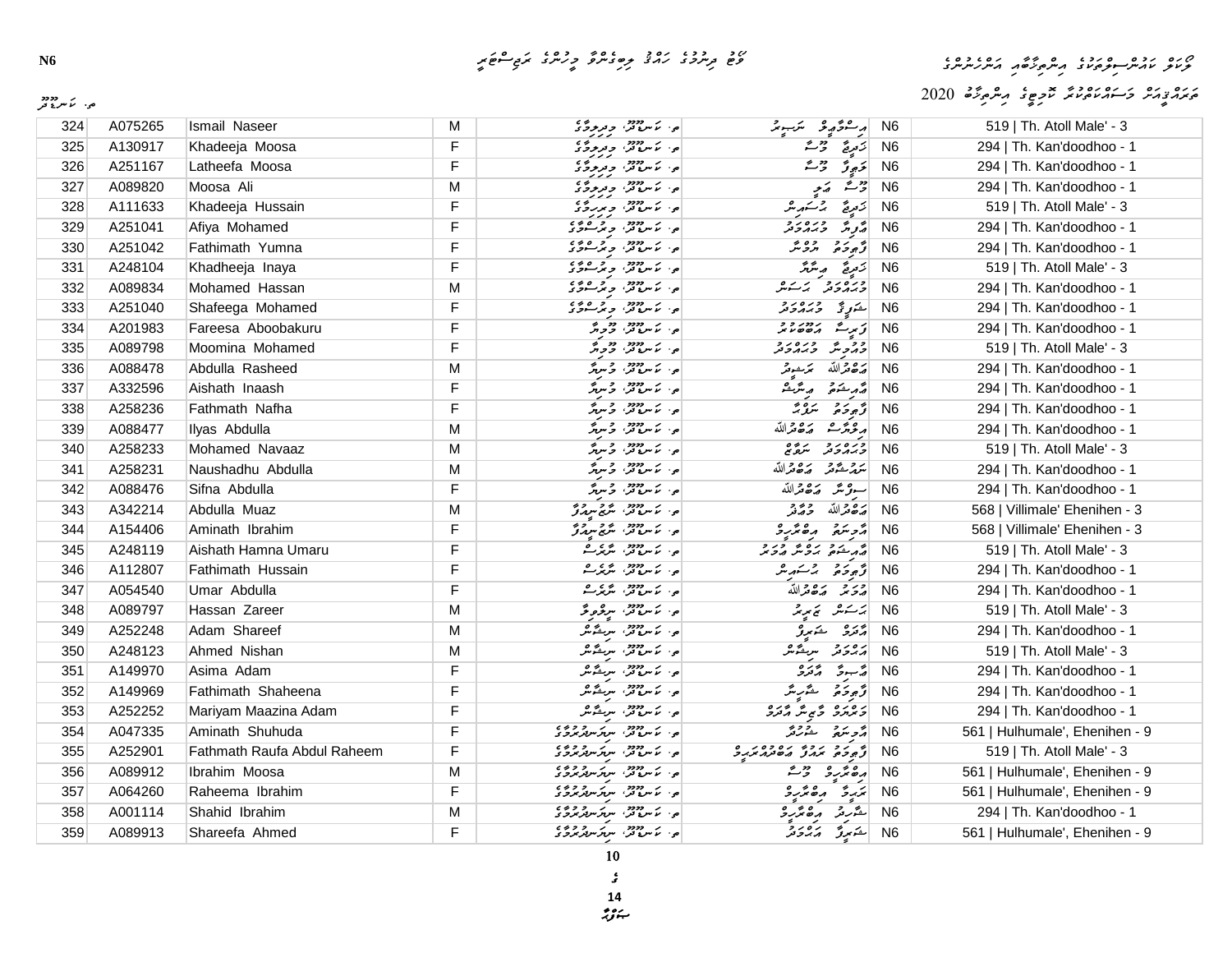| 324 | A075265 | Ismail Naseer | M | ތ. ކަނޑޫދޫ، މިރުވާގެ | އިސްމާޢީލް ނަޞީރު | N6 | 519 \| Th. Atoll Male' - 3 |
|---|---|---|---|---|---|---|---|
| 325 | A130917 | Khadeeja Moosa | F | ތ. ކަނޑޫދޫ، މިރުވާގެ | ޚަދީޖާ މޫސާ | N6 | 294 \| Th. Kan'doodhoo - 1 |
| 326 | A251167 | Latheefa Moosa | F | ތ. ކަނޑޫދޫ، މިރުވާގެ | ލަޠީފާ މޫސާ | N6 | 294 \| Th. Kan'doodhoo - 1 |
| 327 | A089820 | Moosa Ali | M | ތ. ކަނޑޫދޫ، މިރުވާގެ | މޫސާ އަލި | N6 | 294 \| Th. Kan'doodhoo - 1 |
| 328 | A111633 | Khadeeja Hussain | F | ތ. ކަނޑޫދޫ، މިރިހިގެ | ޚަދީޖާ ހުސައިން | N6 | 519 \| Th. Atoll Male' - 3 |
| 329 | A251041 | Afiya Mohamed | F | ތ. ކަނޑޫދޫ، މިރުސްވާގެ | އާފިޔާ މުޙައްމަދު | N6 | 294 \| Th. Kan'doodhoo - 1 |
| 330 | A251042 | Fathimath Yumna | F | ތ. ކަނޑޫދޫ، މިރުސްވާގެ | ފާތިމަތު ޔުމްނާ | N6 | 294 \| Th. Kan'doodhoo - 1 |
| 331 | A248104 | Khadheeja Inaya | F | ތ. ކަނޑޫދޫ، މިރުސްވާގެ | ޚަދީޖާ ޢިނާޔާ | N6 | 519 \| Th. Atoll Male' - 3 |
| 332 | A089834 | Mohamed Hassan | M | ތ. ކަނޑޫދޫ، މިރުސްވާގެ | މުޙައްމަދު ޙަސަން | N6 | 294 \| Th. Kan'doodhoo - 1 |
| 333 | A251040 | Shafeega Mohamed | F | ތ. ކަނޑޫދޫ، މިރުސްވާގެ | ޝަފީގާ މުޙައްމަދު | N6 | 294 \| Th. Kan'doodhoo - 1 |
| 334 | A201983 | Fareesa Aboobakuru | F | ތ. ކަނޑޫދޫ، މޫމިޔާ | ފަރީސާ އަބޫބަކުރު | N6 | 294 \| Th. Kan'doodhoo - 1 |
| 335 | A089798 | Moomina Mohamed | F | ތ. ކަނޑޫދޫ، މޫމިޔާ | މޫމިނާ މުޙައްމަދު | N6 | 519 \| Th. Atoll Male' - 3 |
| 336 | A088478 | Abdulla Rasheed | M | ތ. ކަނޑޫދޫ، މެނިޔާ | އަބްދުﷲ ރަޝީދު | N6 | 294 \| Th. Kan'doodhoo - 1 |
| 337 | A332596 | Aishath Inaash | F | ތ. ކަނޑޫދޫ، މެނިޔާ | އާއިޝަތު އިނާޝް | N6 | 294 \| Th. Kan'doodhoo - 1 |
| 338 | A258236 | Fathmath Nafha | F | ތ. ކަނޑޫދޫ، މެނިޔާ | ފާތިމަތު ނަފްހާ | N6 | 294 \| Th. Kan'doodhoo - 1 |
| 339 | A088477 | Ilyas Abdulla | M | ތ. ކަނޑޫދޫ، މެނިޔާ | އިލްޔާސް އަބްދުﷲ | N6 | 294 \| Th. Kan'doodhoo - 1 |
| 340 | A258233 | Mohamed Navaaz | M | ތ. ކަނޑޫދޫ، މެނިޔާ | މުޙައްމަދު ނަވާޒް | N6 | 519 \| Th. Atoll Male' - 3 |
| 341 | A258231 | Naushadhu Abdulla | M | ތ. ކަނޑޫދޫ، މެނިޔާ | ނައުޝާދު އަބްދުﷲ | N6 | 294 \| Th. Kan'doodhoo - 1 |
| 342 | A088476 | Sifna Abdulla | F | ތ. ކަނޑޫދޫ، މެނިޔާ | ސިފްނާ އަބްދުﷲ | N6 | 294 \| Th. Kan'doodhoo - 1 |
| 343 | A342214 | Abdulla Muaz | M | ތ. ކަނޑޫދޫ، ނާޒުނީމާގެ | އަބްދުﷲ މުޢާޛު | N6 | 568 \| Villimale' Ehenihen - 3 |
| 344 | A154406 | Aminath Ibrahim | F | ތ. ކަނޑޫދޫ، ނާޒުނީމާގެ | އާމިނަތު އިބްރާހީމް | N6 | 568 \| Villimale' Ehenihen - 3 |
| 345 | A248119 | Aishath Hamna Umaru | F | ތ. ކަނޑޫދޫ، ނާރެސް | އާއިޝަތު ހަމްނާ އުމަރު | N6 | 519 \| Th. Atoll Male' - 3 |
| 346 | A112807 | Fathimath Hussain | F | ތ. ކަނޑޫދޫ، ނާރެސް | ފާތިމަތު ހުސައިން | N6 | 294 \| Th. Kan'doodhoo - 1 |
| 347 | A054540 | Umar Abdulla | F | ތ. ކަނޑޫދޫ، ނާރެސް | އުމަރު އަބްދުﷲ | N6 | 294 \| Th. Kan'doodhoo - 1 |
| 348 | A089797 | Hassan Zareer | M | ތ. ކަނޑޫދޫ، ނިވެލިވާ | ޙަސަން ޒަރީރު | N6 | 519 \| Th. Atoll Male' - 3 |
| 349 | A252248 | Adam Shareef | M | ތ. ކަނޑޫދޫ، ނިޝާން | އާދަމް ޝަރީފް | N6 | 294 \| Th. Kan'doodhoo - 1 |
| 350 | A248123 | Ahmed Nishan | M | ތ. ކަނޑޫދޫ، ނިޝާން | އަޙްމަދު ނިޝާން | N6 | 519 \| Th. Atoll Male' - 3 |
| 351 | A149970 | Asima Adam | F | ތ. ކަނޑޫދޫ، ނިޝާން | އާސިމާ އާދަމް | N6 | 294 \| Th. Kan'doodhoo - 1 |
| 352 | A149969 | Fathimath Shaheena | F | ތ. ކަނޑޫދޫ، ނިޝާން | ފާތިމަތު ޝާހީނާ | N6 | 294 \| Th. Kan'doodhoo - 1 |
| 353 | A252252 | Mariyam Maazina Adam | F | ތ. ކަނޑޫދޫ، ނިޝާން | މަރިޔަމް މާޒިނާ އާދަމް | N6 | 294 \| Th. Kan'doodhoo - 1 |
| 354 | A047335 | Aminath Shuhuda | F | ތ. ކަނޑޫދޫ، ނިޔަނިޔަރުގެ | އާމިނަތު ޝުހުދާ | N6 | 561 \| Hulhumale', Ehenihen - 9 |
| 355 | A252901 | Fathmath Raufa Abdul Raheem | F | ތ. ކަނޑޫދޫ، ނިޔަނިޔަރުގެ | ފާތިމަތު ރައުފާ އަބްދުއްރަޙީމް | N6 | 519 \| Th. Atoll Male' - 3 |
| 356 | A089912 | Ibrahim Moosa | M | ތ. ކަނޑޫދޫ، ނިޔަނިޔަރުގެ | އިބްރާހީމް މޫސާ | N6 | 561 \| Hulhumale', Ehenihen - 9 |
| 357 | A064260 | Raheema Ibrahim | F | ތ. ކަނޑޫދޫ، ނިޔަނިޔަރުގެ | ރަޙީމާ އިބްރާހީމް | N6 | 561 \| Hulhumale', Ehenihen - 9 |
| 358 | A001114 | Shahid Ibrahim | M | ތ. ކަނޑޫދޫ، ނިޔަނިޔަރުގެ | ޝާހިދު އިބްރާހީމް | N6 | 294 \| Th. Kan'doodhoo - 1 |
| 359 | A089913 | Shareefa Ahmed | F | ތ. ކަނޑޫދޫ، ނިޔަނިޔަރުގެ | ޝަރީފާ އަޙްމަދު | N6 | 561 \| Hulhumale', Ehenihen - 9 |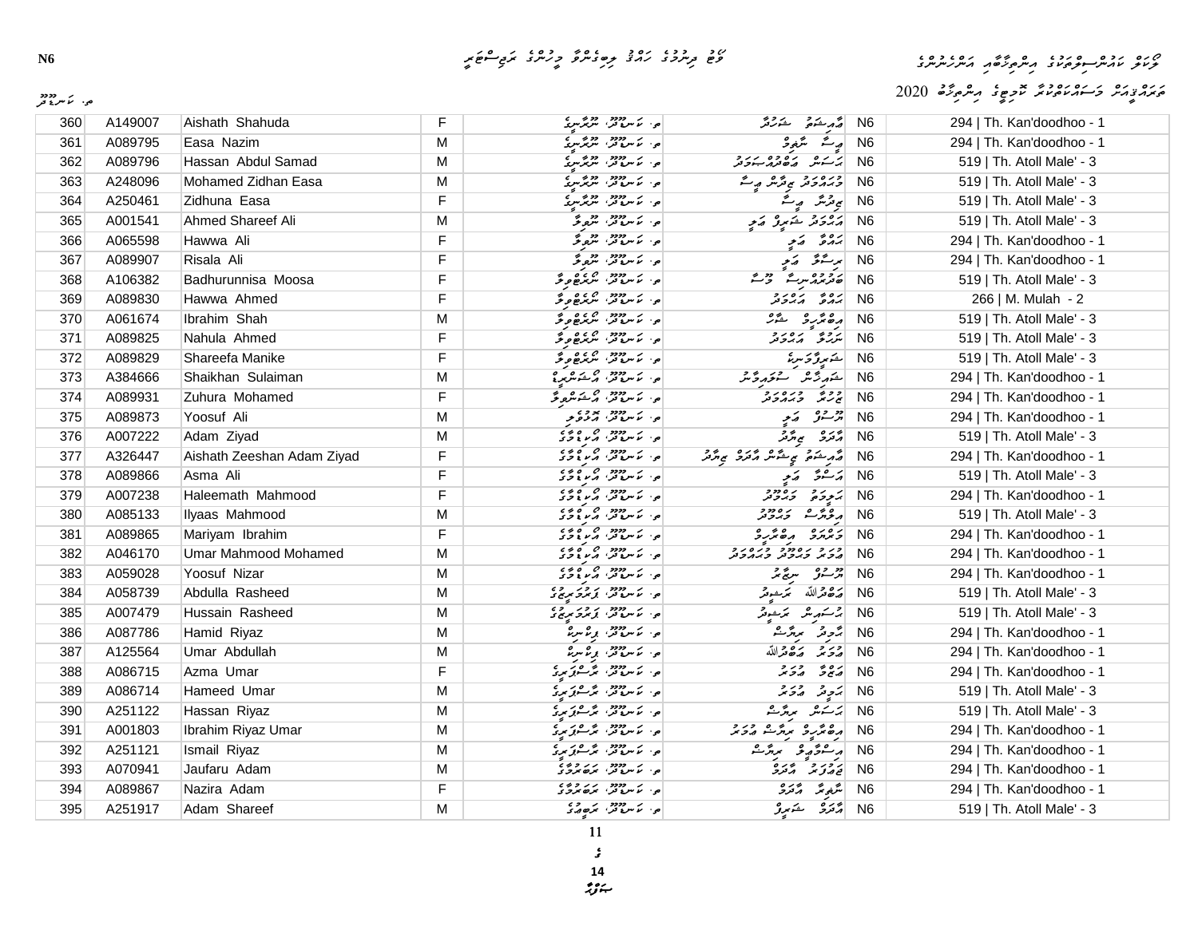| 360 | A149007 | Aishath Shahuda | F | ތ.ކަނޑޫދޫ، ދޫރާނީގެ | އައިޝަތު ޝަހުދާ | N6 | 294 \| Th. Kan'doodhoo - 1 |
|---|---|---|---|---|---|---|---|
| 361 | A089795 | Easa Nazim | M | ތ. ކަނޑޫދޫ، ދޫރާނީގެ | ޢީސާ ނާޒިމް | N6 | 294 \| Th. Kan'doodhoo - 1 |
| 362 | A089796 | Hassan Abdul Samad | M | ތ. ކަނޑޫދޫ، ދޫރާނީގެ | ޙަސަން އަބްދުއްސަމަދު | N6 | 519 \| Th. Atoll Male' - 3 |
| 363 | A248096 | Mohamed Zidhan Easa | M | ތ. ކަނޑޫދޫ، ދޫރާނީގެ | މުޙައްމަދު ޒިދާން ޢީސާ | N6 | 519 \| Th. Atoll Male' - 3 |
| 364 | A250461 | Zidhuna Easa | F | ތ. ކަނޑޫދޫ، ދޫރާނީގެ | ޒިދުނާ ޢީސާ | N6 | 519 \| Th. Atoll Male' - 3 |
| 365 | A001541 | Ahmed Shareef Ali | M | ތ. ކަނޑޫދޫ، ނޫރުވާ | އަޙްމަދު ޝަރީފް ޢަލީ | N6 | 519 \| Th. Atoll Male' - 3 |
| 366 | A065598 | Hawwa Ali | F | ތ. ކަނޑޫދޫ، ނޫރުވާ | ޙައްވާ ޢަލީ | N6 | 294 \| Th. Kan'doodhoo - 1 |
| 367 | A089907 | Risala Ali | F | ތ. ކަނޑޫދޫ، ނޫރުވާ | ރިސާލާ ޢަލީ | N6 | 294 \| Th. Kan'doodhoo - 1 |
| 368 | A106382 | Badhurunnisa Moosa | F | ތ. ކަނޑޫދޫ، ނޫރުސްބުވާ | ބަދުރުއްނިސާ މޫސާ | N6 | 519 \| Th. Atoll Male' - 3 |
| 369 | A089830 | Hawwa Ahmed | F | ތ. ކަނޑޫދޫ، ނޫރުސްބުވާ | ޙައްވާ އަޙްމަދު | N6 | 266 \| M. Mulah - 2 |
| 370 | A061674 | Ibrahim Shah | M | ތ. ކަނޑޫދޫ، ނޫރުސްބުވާ | އިބްރާހީމް ޝާހް | N6 | 519 \| Th. Atoll Male' - 3 |
| 371 | A089825 | Nahula Ahmed | F | ތ. ކަނޑޫދޫ، ނޫރުސްބުވާ | ނަހުލާ އަޙްމަދު | N6 | 519 \| Th. Atoll Male' - 3 |
| 372 | A089829 | Shareefa Manike | F | ތ. ކަނޑޫދޫ، ނޫރުސްބުވާ | ޝަރީފާމަނިކެ | N6 | 519 \| Th. Atoll Male' - 3 |
| 373 | A384666 | Shaikhan Sulaiman | M | ތ. ކަނޑޫދޫ، އުޝަންރީގެ | ޝައިޚާން ސުލައިމާން | N6 | 294 \| Th. Kan'doodhoo - 1 |
| 374 | A089931 | Zuhura Mohamed | F | ތ. ކަނޑޫދޫ، އުޝަންރުވާ | ޒުހުރާ މުޙައްމަދު | N6 | 294 \| Th. Kan'doodhoo - 1 |
| 375 | A089873 | Yoosuf Ali | M | ތ. ކަނޑޫދޫ، އަޅުގެ | ޔޫސުފް ޢަލީ | N6 | 294 \| Th. Kan'doodhoo - 1 |
| 376 | A007222 | Adam Ziyad | M | ތ. ކަނޑޫދޫ، އާރާމުގެ | އާދަމް ޒިޔާދު | N6 | 519 \| Th. Atoll Male' - 3 |
| 377 | A326447 | Aishath Zeeshan Adam Ziyad | F | ތ. ކަނޑޫދޫ، އާރާމުގެ | އައިޝަތު ޒީޝާން އާދަމް ޒިޔާދު | N6 | 294 \| Th. Kan'doodhoo - 1 |
| 378 | A089866 | Asma Ali | F | ތ. ކަނޑޫދޫ، އާރާމުގެ | އަސްމާ ޢަލީ | N6 | 519 \| Th. Atoll Male' - 3 |
| 379 | A007238 | Haleemath Mahmood | F | ތ. ކަނޑޫދޫ، އާރާމުގެ | ހަލީމަތު މަޙްމޫދު | N6 | 294 \| Th. Kan'doodhoo - 1 |
| 380 | A085133 | Ilyaas Mahmood | M | ތ. ކަނޑޫދޫ، އާރާމުގެ | އިލްޔާސް މަޙްމޫދު | N6 | 519 \| Th. Atoll Male' - 3 |
| 381 | A089865 | Mariyam Ibrahim | F | ތ. ކަނޑޫދޫ، އާރާމުގެ | މަރިޔަމް އިބްރާހީމް | N6 | 294 \| Th. Kan'doodhoo - 1 |
| 382 | A046170 | Umar Mahmood Mohamed | M | ތ. ކަނޑޫދޫ، އާރާމުގެ | ޢުމަރު މަޙްމޫދު މުޙައްމަދު | N6 | 294 \| Th. Kan'doodhoo - 1 |
| 383 | A059028 | Yoosuf Nizar | M | ތ. ކަނޑޫދޫ، އާރާމުގެ | ޔޫސުފް ނިޒާރު | N6 | 294 \| Th. Kan'doodhoo - 1 |
| 384 | A058739 | Abdulla Rasheed | M | ތ. ކަނޑޫދޫ، ފެހިމަލިގެ | އަބްދުﷲ ރަޝީދު | N6 | 519 \| Th. Atoll Male' - 3 |
| 385 | A007479 | Hussain Rasheed | M | ތ. ކަނޑޫދޫ، ފެހިމަލިގެ | ހުސައިން ރަޝީދު | N6 | 519 \| Th. Atoll Male' - 3 |
| 386 | A087786 | Hamid Riyaz | M | ތ. ކަނޑޫދޫ، ފިނިފެން | ހާމިދު ރިޔާޒު | N6 | 294 \| Th. Kan'doodhoo - 1 |
| 387 | A125564 | Umar Abdullah | M | ތ. ކަނޑޫދޫ، ފިނިފެން | ޢުމަރު އަބްދުﷲ | N6 | 294 \| Th. Kan'doodhoo - 1 |
| 388 | A086715 | Azma Umar | F | ތ. ކަނޑޫދޫ، ރާސްތީމާގެ | އަޒްމާ ޢުމަރު | N6 | 294 \| Th. Kan'doodhoo - 1 |
| 389 | A086714 | Hameed Umar | M | ތ. ކަނޑޫދޫ، ރާސްތީމާގެ | ހަމީދު ޢުމަރު | N6 | 519 \| Th. Atoll Male' - 3 |
| 390 | A251122 | Hassan Riyaz | M | ތ. ކަނޑޫދޫ، ރާސްތީމާގެ | ޙަސަން ރިޔާޒު | N6 | 519 \| Th. Atoll Male' - 3 |
| 391 | A001803 | Ibrahim Riyaz Umar | M | ތ. ކަނޑޫދޫ، ރާސްތީމާގެ | އިބްރާހީމް ރިޔާޒު ޢުމަރު | N6 | 294 \| Th. Kan'doodhoo - 1 |
| 392 | A251121 | Ismail Riyaz | M | ތ. ކަނޑޫދޫ، ރާސްތީމާގެ | އިސްމާޢީލް ރިޔާޒު | N6 | 294 \| Th. Kan'doodhoo - 1 |
| 393 | A070941 | Jaufaru Adam | M | ތ. ކަނޑޫދޫ، ރަބްރުމާގެ | ޖައުފަރު އާދަމް | N6 | 294 \| Th. Kan'doodhoo - 1 |
| 394 | A089867 | Nazira Adam | F | ތ. ކަނޑޫދޫ، ރަބްރުމާގެ | ނާޒިރާ އާދަމް | N6 | 294 \| Th. Kan'doodhoo - 1 |
| 395 | A251917 | Adam Shareef | M | ތ. ކަނޑޫދޫ، ރަބީއުގެ | އާދަމް ޝަރީފް | N6 | 519 \| Th. Atoll Male' - 3 |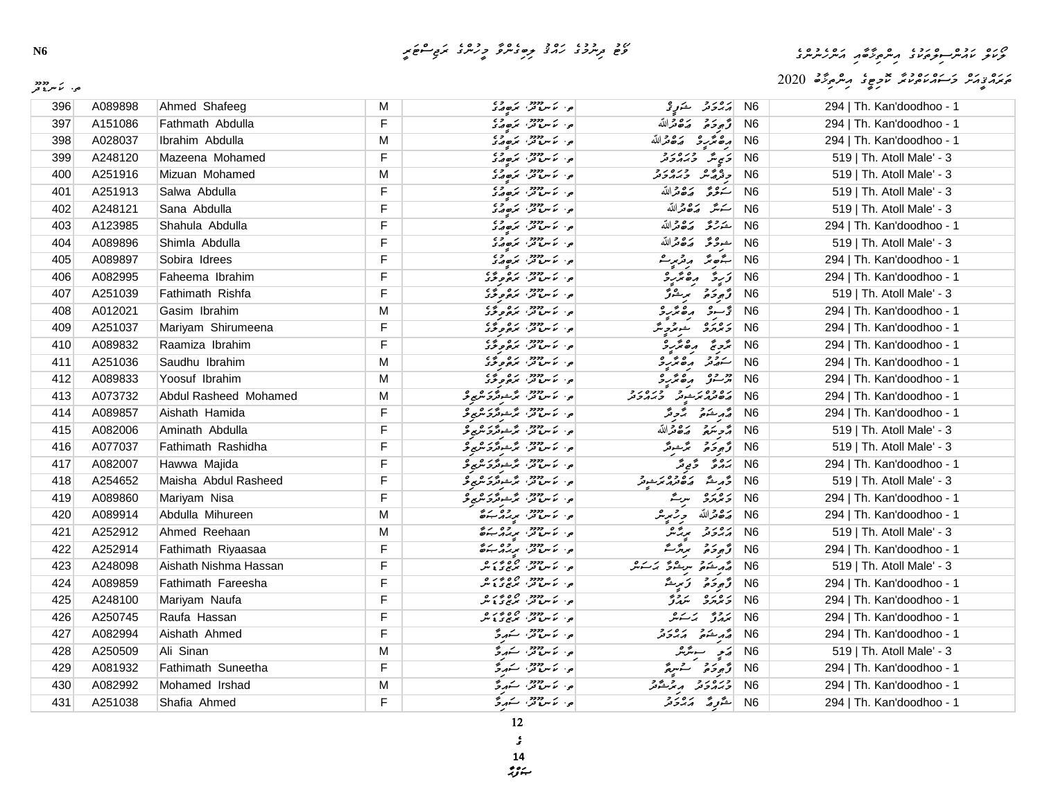| 396 | A089898 | Ahmed Shafeeg | M | ތ.ކަނޑޫދޫ، ރަތްމަގޭ | އަހްމަދު ޝަފީގު | N6 | 294 \| Th. Kan'doodhoo - 1 |
|---|---|---|---|---|---|---|---|
| 397 | A151086 | Fathmath Abdulla | F | ތ. ކަނޑޫދޫ، ރަތްމަގޭ | ފާތިމަތު އަބްދުﷲ | N6 | 294 \| Th. Kan'doodhoo - 1 |
| 398 | A028037 | Ibrahim Abdulla | M | ތ. ކަނޑޫދޫ، ރަތްމަގޭ | އިބްރާހީމް އަބްދުﷲ | N6 | 294 \| Th. Kan'doodhoo - 1 |
| 399 | A248120 | Mazeena Mohamed | F | ތ. ކަނޑޫދޫ، ރަތްމަގޭ | މަޒީނާ މުޙައްމަދު | N6 | 519 \| Th. Atoll Male' - 3 |
| 400 | A251916 | Mizuan Mohamed | M | ތ. ކަނޑޫދޫ، ރަތްމަގޭ | މިޒުއާން މުޙައްމަދު | N6 | 519 \| Th. Atoll Male' - 3 |
| 401 | A251913 | Salwa Abdulla | F | ތ. ކަނޑޫދޫ، ރަތްމަގޭ | ސަލްވާ އަބްދުﷲ | N6 | 519 \| Th. Atoll Male' - 3 |
| 402 | A248121 | Sana Abdulla | F | ތ. ކަނޑޫދޫ، ރަތްމަގޭ | ސަނާ އަބްދުﷲ | N6 | 519 \| Th. Atoll Male' - 3 |
| 403 | A123985 | Shahula Abdulla | F | ތ. ކަނޑޫދޫ، ރަތްމަގޭ | ޝަހުލާ އަބްދުﷲ | N6 | 294 \| Th. Kan'doodhoo - 1 |
| 404 | A089896 | Shimla Abdulla | F | ތ. ކަނޑޫދޫ، ރަތްމަގޭ | ޝިމްލާ އަބްދުﷲ | N6 | 519 \| Th. Atoll Male' - 3 |
| 405 | A089897 | Sobira Idrees | F | ތ. ކަނޑޫދޫ، ރަތްމަގޭ | ޞާބިރާ އިދްރީސް | N6 | 294 \| Th. Kan'doodhoo - 1 |
| 406 | A082995 | Faheema Ibrahim | F | ތ. ކަނޑޫދޫ، ރަތްވިލާގެ | ފަހީމާ އިބްރާހީމް | N6 | 294 \| Th. Kan'doodhoo - 1 |
| 407 | A251039 | Fathimath Rishfa | F | ތ. ކަނޑޫދޫ، ރަތްވިލާގެ | ފާތިމަތު ރިޝްފާ | N6 | 519 \| Th. Atoll Male' - 3 |
| 408 | A012021 | Gasim Ibrahim | M | ތ. ކަނޑޫދޫ، ރަތްވިލާގެ | ޤާސިމް އިބްރާހީމް | N6 | 294 \| Th. Kan'doodhoo - 1 |
| 409 | A251037 | Mariyam Shirumeena | F | ތ. ކަނޑޫދޫ، ރަތްވިލާގެ | މަރިޔަމް ޝިރުމީނާ | N6 | 294 \| Th. Kan'doodhoo - 1 |
| 410 | A089832 | Raamiza Ibrahim | F | ތ. ކަނޑޫދޫ، ރަތްވިލާގެ | ރާމިޒާ އިބްރާހީމް | N6 | 294 \| Th. Kan'doodhoo - 1 |
| 411 | A251036 | Saudhu Ibrahim | M | ތ. ކަނޑޫދޫ، ރަތްވިލާގެ | ސައުދު އިބްރާހީމް | N6 | 294 \| Th. Kan'doodhoo - 1 |
| 412 | A089833 | Yoosuf Ibrahim | M | ތ. ކަނޑޫދޫ، ރަތްވިލާގެ | ޔޫސުފް އިބްރާހީމް | N6 | 294 \| Th. Kan'doodhoo - 1 |
| 413 | A073732 | Abdul Rasheed Mohamed | M | ތ. ކަނޑޫދޫ، ރާޝިދުގެ ނޫޅި | އަބްދުއްރަޝީދު މުޙައްމަދު | N6 | 294 \| Th. Kan'doodhoo - 1 |
| 414 | A089857 | Aishath Hamida | F | ތ. ކަނޑޫދޫ، ރާޝިދުގެ ނޫޅި | އައިޝަތު ހާމިދާ | N6 | 294 \| Th. Kan'doodhoo - 1 |
| 415 | A082006 | Aminath Abdulla | F | ތ. ކަނޑޫދޫ، ރާޝިދުގެ ނޫޅި | އާމިނަތު އަބްދުﷲ | N6 | 519 \| Th. Atoll Male' - 3 |
| 416 | A077037 | Fathimath Rashidha | F | ތ. ކަނޑޫދޫ، ރާޝިދުގެ ނޫޅި | ފާތިމަތު ރާޝިދާ | N6 | 519 \| Th. Atoll Male' - 3 |
| 417 | A082007 | Hawwa Majida | F | ތ. ކަނޑޫދޫ، ރާޝިދުގެ ނޫޅި | ހައްވާ މާޖިދާ | N6 | 294 \| Th. Kan'doodhoo - 1 |
| 418 | A254652 | Maisha Abdul Rasheed | F | ތ. ކަނޑޫދޫ، ރާޝިދުގެ ނޫޅި | މައިޝާ އަބްދުއްރަޝީދު | N6 | 519 \| Th. Atoll Male' - 3 |
| 419 | A089860 | Mariyam Nisa | F | ތ. ކަނޑޫދޫ، ރާޝިދުގެ ނޫޅި | މަރިޔަމް ނިސާ | N6 | 294 \| Th. Kan'doodhoo - 1 |
| 420 | A089914 | Abdulla Mihureen | M | ތ. ކަނޑޫދޫ، ރިހުމްބަގާ | އަބްދުﷲ މިހުރީން | N6 | 294 \| Th. Kan'doodhoo - 1 |
| 421 | A252912 | Ahmed Reehaan | M | ތ. ކަނޑޫދޫ، ރިހުމްބަގާ | އަހްމަދު ރީހާން | N6 | 519 \| Th. Atoll Male' - 3 |
| 422 | A252914 | Fathimath Riyaasaa | F | ތ. ކަނޑޫދޫ، ރިހުމްބަގާ | ފާތިމަތު ރިޔާސާ | N6 | 294 \| Th. Kan'doodhoo - 1 |
| 423 | A248098 | Aishath Nishma Hassan | F | ތ. ކަނޑޫދޫ، ރޯޒްވިލާ | އައިޝަތު ނިޝްމާ ހަސަން | N6 | 519 \| Th. Atoll Male' - 3 |
| 424 | A089859 | Fathimath Fareesha | F | ތ. ކަނޑޫދޫ، ރޯޒްވިލާ | ފާތިމަތު ފަރީޝާ | N6 | 294 \| Th. Kan'doodhoo - 1 |
| 425 | A248100 | Mariyam Naufa | F | ތ. ކަނޑޫދޫ، ރޯޒްވިލާ | މަރިޔަމް ނައުފާ | N6 | 294 \| Th. Kan'doodhoo - 1 |
| 426 | A250745 | Raufa Hassan | F | ތ. ކަނޑޫދޫ، ރޯޒްވިލާ | ރައުފާ ހަސަން | N6 | 294 \| Th. Kan'doodhoo - 1 |
| 427 | A082994 | Aishath Ahmed | F | ތ. ކަނޑޫދޫ، ސަރިމާ | އައިޝަތު އަހްމަދު | N6 | 294 \| Th. Kan'doodhoo - 1 |
| 428 | A250509 | Ali Sinan | M | ތ. ކަނޑޫދޫ، ސަރިމާ | އަލި ސިނާން | N6 | 519 \| Th. Atoll Male' - 3 |
| 429 | A081932 | Fathimath Suneetha | F | ތ. ކަނޑޫދޫ، ސަރިމާ | ފާތިމަތު ސުނީތާ | N6 | 294 \| Th. Kan'doodhoo - 1 |
| 430 | A082992 | Mohamed Irshad | M | ތ. ކަނޑޫދޫ، ސަރިމާ | މުޙައްމަދު އިރުޝާދު | N6 | 294 \| Th. Kan'doodhoo - 1 |
| 431 | A251038 | Shafia Ahmed | F | ތ. ކަނޑޫދޫ، ސަރިމާ | ޝާފިއާ އަހްމަދު | N6 | 294 \| Th. Kan'doodhoo - 1 |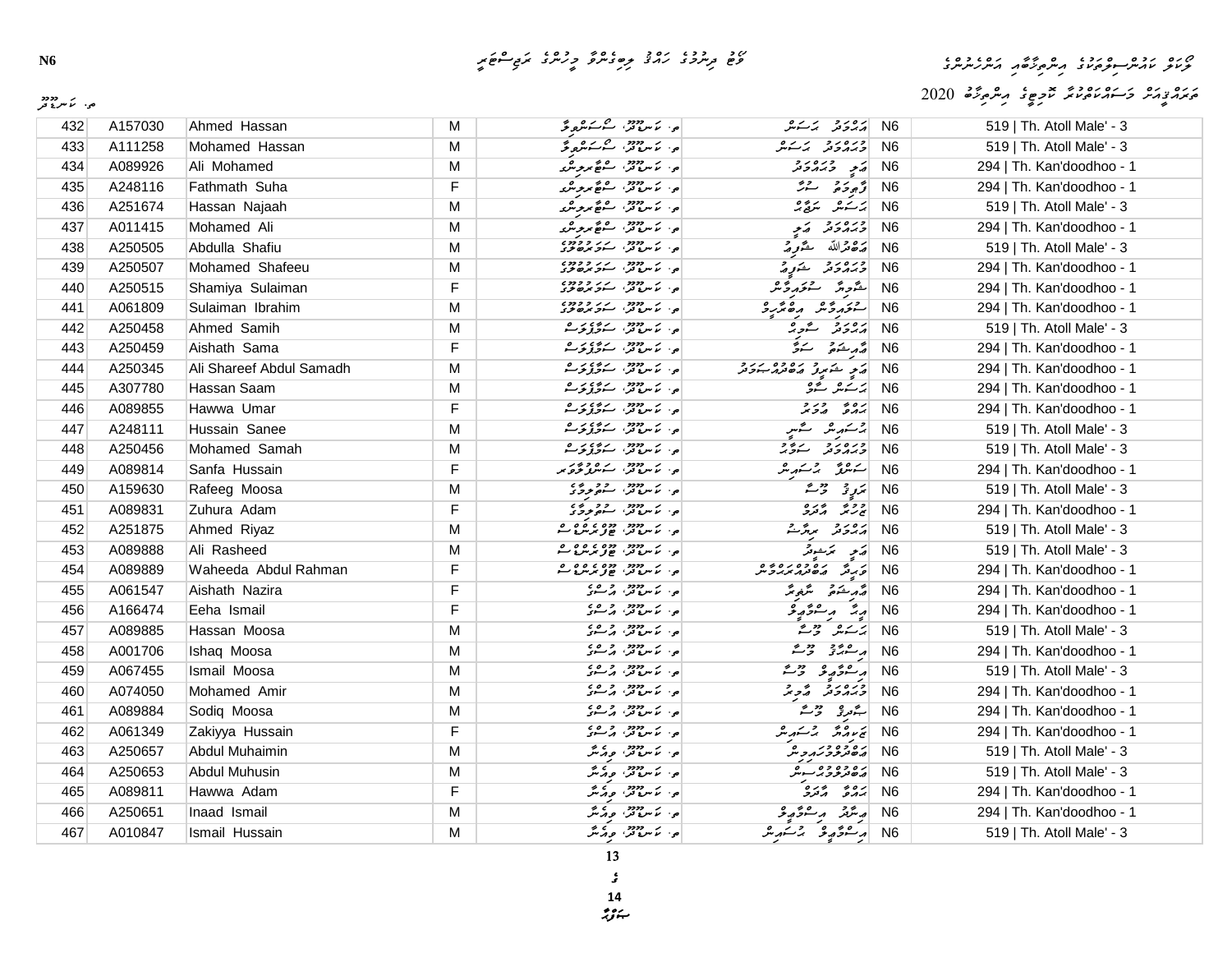| 432 | A157030 | Ahmed Hassan | M | ތ. ކަނޑޫދޫ، ސުނަސްރުވާ | އަޙްމަދު ޙަސަން | N6 | 519 \| Th. Atoll Male' - 3 |
|---|---|---|---|---|---|---|---|
| 433 | A111258 | Mohamed Hassan | M | ތ. ކަނޑޫދޫ، ސުނަސްރުވާ | މުޙައްމަދު ޙަސަން | N6 | 519 \| Th. Atoll Male' - 3 |
| 434 | A089926 | Ali Mohamed | M | ތ. ކަނޑޫދޫ، ސުޖެހިވިލާ | އަލި މުޙައްމަދު | N6 | 294 \| Th. Kan'doodhoo - 1 |
| 435 | A248116 | Fathmath Suha | F | ތ. ކަނޑޫދޫ، ސުޖެހިވިލާ | ފާތިމަތު ސުހާ | N6 | 294 \| Th. Kan'doodhoo - 1 |
| 436 | A251674 | Hassan Najaah | M | ތ. ކަނޑޫދޫ، ސުޖެހިވިލާ | ޙަސަން ނަޖާޙް | N6 | 519 \| Th. Atoll Male' - 3 |
| 437 | A011415 | Mohamed Ali | M | ތ. ކަނޑޫދޫ، ސުޖެހިވިލާ | މުޙައްމަދު އަލި | N6 | 294 \| Th. Kan'doodhoo - 1 |
| 438 | A250505 | Abdulla Shafiu | M | ތ. ކަނޑޫދޫ، ސަމަރުބަރީ | އަބްދުﷲ ޝާފިޢު | N6 | 519 \| Th. Atoll Male' - 3 |
| 439 | A250507 | Mohamed Shafeeu | M | ތ. ކަނޑޫދޫ، ސަމަރުބަރީ | މުޙައްމަދު ޝަފީޢު | N6 | 294 \| Th. Kan'doodhoo - 1 |
| 440 | A250515 | Shamiya Sulaiman | F | ތ. ކަނޑޫދޫ، ސަމަރުބަރީ | ޝާމިޔާ ސުލައިމާން | N6 | 294 \| Th. Kan'doodhoo - 1 |
| 441 | A061809 | Sulaiman Ibrahim | M | ތ. ކަނޑޫދޫ، ސަމަރުބަރީ | ސުލައިމާން އިބްރާހީމް | N6 | 294 \| Th. Kan'doodhoo - 1 |
| 442 | A250458 | Ahmed Samih | M | ތ. ކަނޑޫދޫ، ސަމްފްލަވަރސް | އަޙްމަދު ސާމިޙް | N6 | 519 \| Th. Atoll Male' - 3 |
| 443 | A250459 | Aishath Sama | F | ތ. ކަނޑޫދޫ، ސަމްފްލަވަރސް | އައިޝަތު ސަމާ | N6 | 294 \| Th. Kan'doodhoo - 1 |
| 444 | A250345 | Ali Shareef Abdul Samadh | M | ތ. ކަނޑޫދޫ، ސަމްފްލަވަރސް | އަލި ޝަރީފު އަބްދުއްސަމަދު | N6 | 294 \| Th. Kan'doodhoo - 1 |
| 445 | A307780 | Hassan Saam | M | ތ. ކަނޑޫދޫ، ސަމްފްލަވަރސް | ޙަސަން ސާމް | N6 | 294 \| Th. Kan'doodhoo - 1 |
| 446 | A089855 | Hawwa Umar | F | ތ. ކަނޑޫދޫ، ސަމްފްލަވަރސް | ޙައްވާ ޢުމަރު | N6 | 294 \| Th. Kan'doodhoo - 1 |
| 447 | A248111 | Hussain Sanee | M | ތ. ކަނޑޫދޫ، ސަމްފްލަވަރސް | ޙުސައިން ސާނީ | N6 | 519 \| Th. Atoll Male' - 3 |
| 448 | A250456 | Mohamed Samah | M | ތ. ކަނޑޫދޫ، ސަމްފްލަވަރސް | މުޙައްމަދު ސަމާޙް | N6 | 519 \| Th. Atoll Male' - 3 |
| 449 | A089814 | Sanfa Hussain | F | ތ. ކަނޑޫދޫ، ސަންފްލާވަރ | ސަންފާ ޙުސައިން | N6 | 294 \| Th. Kan'doodhoo - 1 |
| 450 | A159630 | Rafeeg Moosa | M | ތ. ކަނޑޫދޫ، ސުރުމާގެ | ރަފީގު މޫސާ | N6 | 519 \| Th. Atoll Male' - 3 |
| 451 | A089831 | Zuhura Adam | F | ތ. ކަނޑޫދޫ، ސުރުމާގެ | ޒުހުރާ އާދަމް | N6 | 294 \| Th. Kan'doodhoo - 1 |
| 452 | A251875 | Ahmed Riyaz | M | ތ. ކަނޑޫދޫ، ޖޫނިއަރސް | އަޙްމަދު ރިޔާޒް | N6 | 519 \| Th. Atoll Male' - 3 |
| 453 | A089888 | Ali Rasheed | M | ތ. ކަނޑޫދޫ، ޖޫނިއަރސް | އަލި ރަޝީދު | N6 | 519 \| Th. Atoll Male' - 3 |
| 454 | A089889 | Waheeda Abdul Rahman | F | ތ. ކަނޑޫދޫ، ޖޫނިއަރސް | ވަޙީދާ އަބްދުއްރަޙްމާން | N6 | 294 \| Th. Kan'doodhoo - 1 |
| 455 | A061547 | Aishath Nazira | F | ތ. ކަނޑޫދޫ، އުސްގެ | އައިޝަތު ނާޒިރާ | N6 | 294 \| Th. Kan'doodhoo - 1 |
| 456 | A166474 | Eeha Ismail | F | ތ. ކަނޑޫދޫ، އުސްގެ | އީހާ އިސްމާޢީލް | N6 | 294 \| Th. Kan'doodhoo - 1 |
| 457 | A089885 | Hassan Moosa | M | ތ. ކަނޑޫދޫ، އުސްގެ | ޙަސަން މޫސާ | N6 | 519 \| Th. Atoll Male' - 3 |
| 458 | A001706 | Ishaq Moosa | M | ތ. ކަނޑޫދޫ، އުސްގެ | އިސްޙާޤު މޫސާ | N6 | 294 \| Th. Kan'doodhoo - 1 |
| 459 | A067455 | Ismail Moosa | M | ތ. ކަނޑޫދޫ، އުސްގެ | އިސްމާޢީލް މޫސާ | N6 | 519 \| Th. Atoll Male' - 3 |
| 460 | A074050 | Mohamed Amir | M | ތ. ކަނޑޫދޫ، އުސްގެ | މުޙައްމަދު އާމިރު | N6 | 294 \| Th. Kan'doodhoo - 1 |
| 461 | A089884 | Sodiq Moosa | M | ތ. ކަނޑޫދޫ، އުސްގެ | ޞާދިޤު މޫސާ | N6 | 294 \| Th. Kan'doodhoo - 1 |
| 462 | A061349 | Zakiyya Hussain | F | ތ. ކަނޑޫދޫ، އުސްގެ | ޒަކިއްޔާ ޙުސައިން | N6 | 294 \| Th. Kan'doodhoo - 1 |
| 463 | A250657 | Abdul Muhaimin | M | ތ. ކަނޑޫދޫ، ވިއަނާ | އަބްދުލްމުހައިމިން | N6 | 519 \| Th. Atoll Male' - 3 |
| 464 | A250653 | Abdul Muhusin | M | ތ. ކަނޑޫދޫ، ވިއަނާ | އަބްދުލްމުޙުސިން | N6 | 519 \| Th. Atoll Male' - 3 |
| 465 | A089811 | Hawwa Adam | F | ތ. ކަނޑޫދޫ، ވިއަނާ | ޙައްވާ އާދަމް | N6 | 294 \| Th. Kan'doodhoo - 1 |
| 466 | A250651 | Inaad Ismail | M | ތ. ކަނޑޫދޫ، ވިއަނާ | އިނާދު އިސްމާޢީލް | N6 | 294 \| Th. Kan'doodhoo - 1 |
| 467 | A010847 | Ismail Hussain | M | ތ. ކަނޑޫދޫ، ވިއަނާ | އިސްމާޢީލް ޙުސައިން | N6 | 519 \| Th. Atoll Male' - 3 |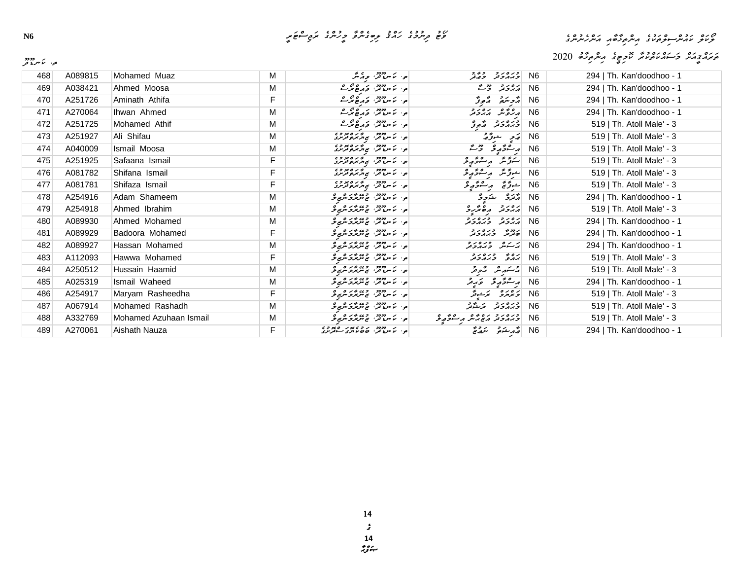| | | | | | | | | |
|---|---|---|---|---|---|---|---|---|
| 468 | A089815 | Mohamed Muaz | M | ތ.ކަނޑޫދޫ، ވިއުނާ | މުހައްމަދު މުޢާޛު | N6 | 294 \| Th. Kan'doodhoo - 1 |
| 469 | A038421 | Ahmed Moosa | M | ތ. ކަނޑޫދޫ، ވައިޓްރޯސް | އަހުމަދު މޫސާ | N6 | 294 \| Th. Kan'doodhoo - 1 |
| 470 | A251726 | Aminath Athifa | F | ތ. ކަނޑޫދޫ، ވައިޓްރޯސް | އާމިނަތު އާތިފާ | N6 | 294 \| Th. Kan'doodhoo - 1 |
| 471 | A270064 | Ihwan Ahmed | M | ތ. ކަނޑޫދޫ، ވައިޓްރޯސް | އިޚްވާން އަހުމަދު | N6 | 294 \| Th. Kan'doodhoo - 1 |
| 472 | A251725 | Mohamed Athif | M | ތ. ކަނޑޫދޫ، ވައިޓްރޯސް | މުހައްމަދު އާތިފު | N6 | 519 \| Th. Atoll Male' - 3 |
| 473 | A251927 | Ali Shifau | M | ތ. ކަނޑޫދޫ، ޝިހާރަންވިލާގެ | އަލި ޝިފާއު | N6 | 519 \| Th. Atoll Male' - 3 |
| 474 | A040009 | Ismail Moosa | M | ތ. ކަނޑޫދޫ، ޝިހާރަންވިލާގެ | އިސްމާޢީލް މޫސާ | N6 | 519 \| Th. Atoll Male' - 3 |
| 475 | A251925 | Safaana Ismail | F | ތ. ކަނޑޫދޫ، ޝިހާރަންވިލާގެ | ސަފާނާ އިސްމާޢީލް | N6 | 519 \| Th. Atoll Male' - 3 |
| 476 | A081782 | Shifana Ismail | F | ތ. ކަނޑޫދޫ، ޝިހާރަންވިލާގެ | ޝިފާނާ އިސްމާޢީލް | N6 | 519 \| Th. Atoll Male' - 3 |
| 477 | A081781 | Shifaza Ismail | F | ތ. ކަނޑޫދޫ، ޝިހާރަންވިލާގެ | ޝިފާޒާ އިސްމާޢީލް | N6 | 519 \| Th. Atoll Male' - 3 |
| 478 | A254916 | Adam Shameem | M | ތ. ކަނޑޫދޫ، ޖުނޫބީމަންޒިލް | އާދަމް ޝަމީމް | N6 | 294 \| Th. Kan'doodhoo - 1 |
| 479 | A254918 | Ahmed Ibrahim | M | ތ. ކަނޑޫދޫ، ޖުނޫބީމަންޒިލް | އަހުމަދު އިބްރާހީމް | N6 | 519 \| Th. Atoll Male' - 3 |
| 480 | A089930 | Ahmed Mohamed | M | ތ. ކަނޑޫދޫ، ޖުނޫބީމަންޒިލް | އަހުމަދު މުހައްމަދު | N6 | 294 \| Th. Kan'doodhoo - 1 |
| 481 | A089929 | Badoora Mohamed | F | ތ. ކަނޑޫދޫ، ޖުނޫބީމަންޒިލް | ބަދޫރާ މުހައްމަދު | N6 | 294 \| Th. Kan'doodhoo - 1 |
| 482 | A089927 | Hassan Mohamed | M | ތ. ކަނޑޫދޫ، ޖުނޫބީމަންޒިލް | ހަސަން މުހައްމަދު | N6 | 294 \| Th. Kan'doodhoo - 1 |
| 483 | A112093 | Hawwa Mohamed | F | ތ. ކަނޑޫދޫ، ޖުނޫބީމަންޒިލް | ހައްވާ މުހައްމަދު | N6 | 519 \| Th. Atoll Male' - 3 |
| 484 | A250512 | Hussain Haamid | M | ތ. ކަނޑޫދޫ، ޖުނޫބީމަންޒިލް | ހުސައިން ހާމިދު | N6 | 519 \| Th. Atoll Male' - 3 |
| 485 | A025319 | Ismail Waheed | M | ތ. ކަނޑޫދޫ، ޖުނޫބީމަންޒިލް | އިސްމާޢީލް ވަހީދު | N6 | 294 \| Th. Kan'doodhoo - 1 |
| 486 | A254917 | Maryam Rasheedha | F | ތ. ކަނޑޫދޫ، ޖުނޫބީމަންޒިލް | މަރްޔަމް ރަޝީދާ | N6 | 519 \| Th. Atoll Male' - 3 |
| 487 | A067914 | Mohamed Rashadh | M | ތ. ކަނޑޫދޫ، ޖުނޫބީމަންޒިލް | މުހައްމަދު ރަޝާދު | N6 | 519 \| Th. Atoll Male' - 3 |
| 488 | A332769 | Mohamed Azuhaan Ismail | M | ތ. ކަނޑޫދޫ، ޖުނޫބީމަންޒިލް | މުހައްމަދު އަޒުހާން އިސްމާޢީލް | N6 | 519 \| Th. Atoll Male' - 3 |
| 489 | A270061 | Aishath Nauza | F | ތ. ކަނޑޫދޫ، ބަޖެޓްހައުސް | އާއިޝަތު ނައުޒާ | N6 | 294 \| Th. Kan'doodhoo - 1 |